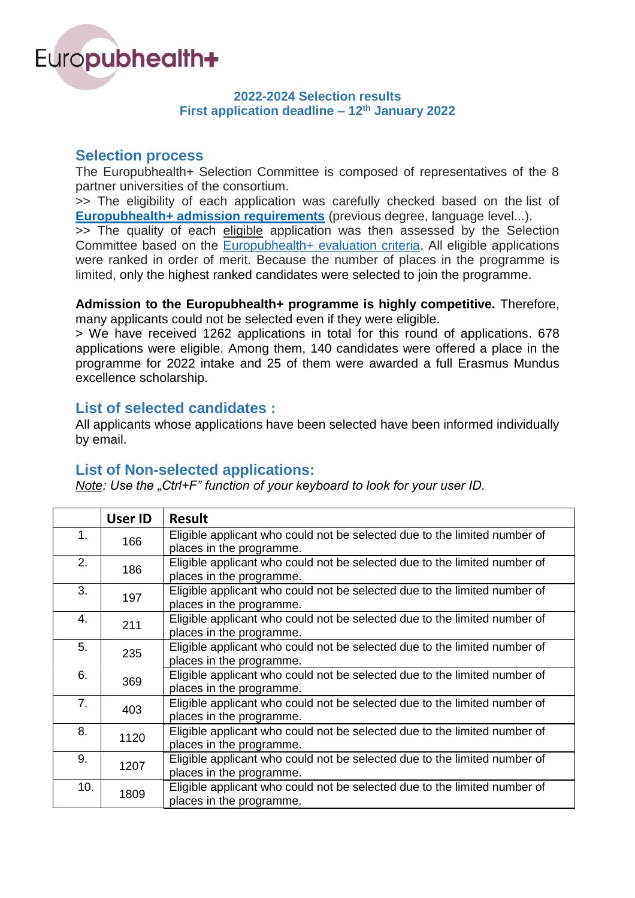Europubhealth+

**2022-2024 Selection results**
**First application deadline – 12th January 2022**

## Selection process

The Europubhealth+ Selection Committee is composed of representatives of the 8 partner universities of the consortium.

>> The eligibility of each application was carefully checked based on the list of **Europubhealth+ admission requirements** (previous degree, language level...).

>> The quality of each eligible application was then assessed by the Selection Committee based on the Europubhealth+ evaluation criteria. All eligible applications were ranked in order of merit. Because the number of places in the programme is limited, only the highest ranked candidates were selected to join the programme.

**Admission to the Europubhealth+ programme is highly competitive.** Therefore, many applicants could not be selected even if they were eligible.

> We have received 1262 applications in total for this round of applications. 678 applications were eligible. Among them, 140 candidates were offered a place in the programme for 2022 intake and 25 of them were awarded a full Erasmus Mundus excellence scholarship.

## List of selected candidates :

All applicants whose applications have been selected have been informed individually by email.

## List of Non-selected applications:

*Note: Use the „Ctrl+F" function of your keyboard to look for your user ID.*

| | User ID | Result |
|---|---|---|
| 1. | 166 | Eligible applicant who could not be selected due to the limited number of places in the programme. |
| 2. | 186 | Eligible applicant who could not be selected due to the limited number of places in the programme. |
| 3. | 197 | Eligible applicant who could not be selected due to the limited number of places in the programme. |
| 4. | 211 | Eligible applicant who could not be selected due to the limited number of places in the programme. |
| 5. | 235 | Eligible applicant who could not be selected due to the limited number of places in the programme. |
| 6. | 369 | Eligible applicant who could not be selected due to the limited number of places in the programme. |
| 7. | 403 | Eligible applicant who could not be selected due to the limited number of places in the programme. |
| 8. | 1120 | Eligible applicant who could not be selected due to the limited number of places in the programme. |
| 9. | 1207 | Eligible applicant who could not be selected due to the limited number of places in the programme. |
| 10. | 1809 | Eligible applicant who could not be selected due to the limited number of places in the programme. |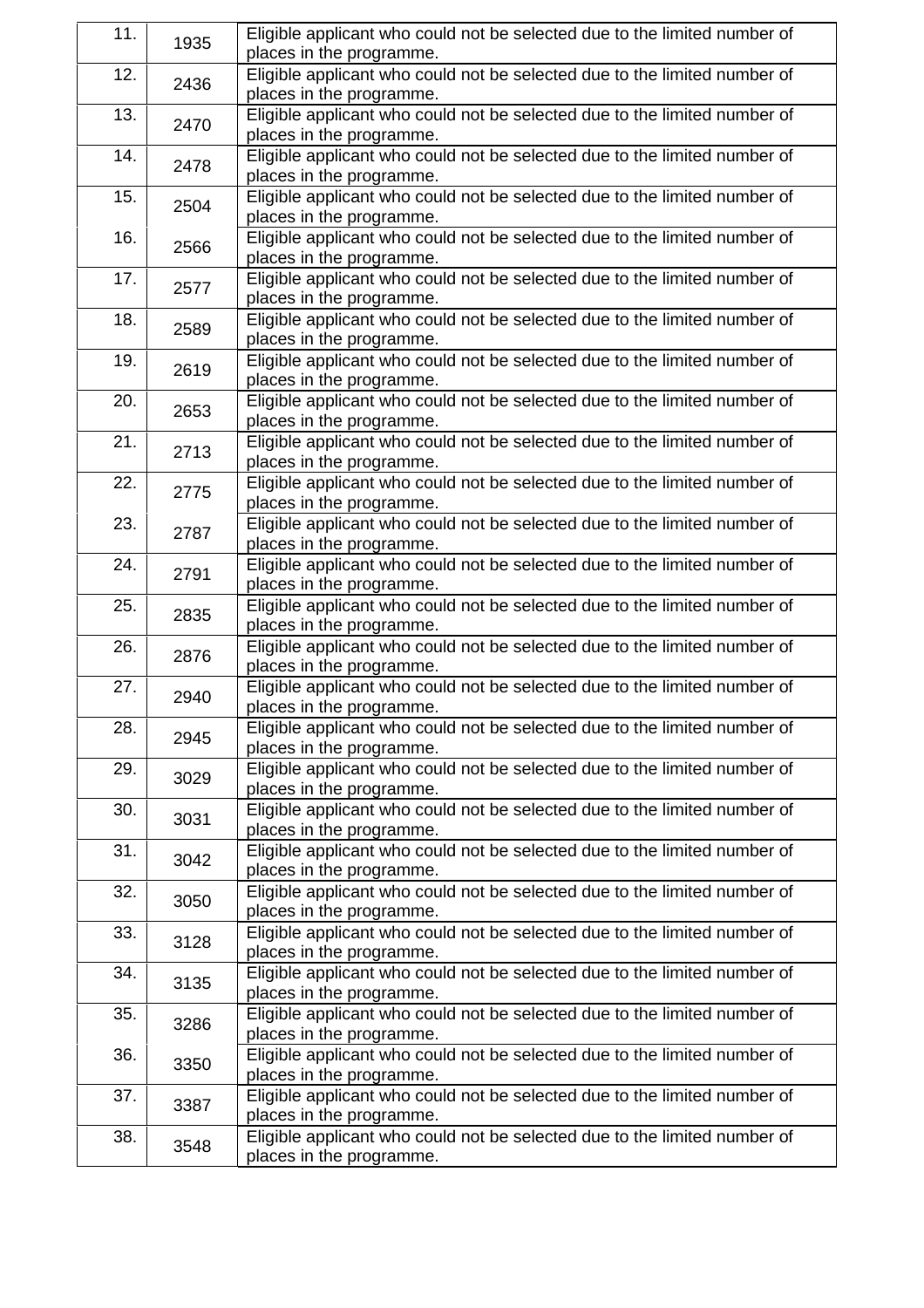| 11. | 1935 | Eligible applicant who could not be selected due to the limited number of places in the programme. |
|---|---|---|
| 12. | 2436 | Eligible applicant who could not be selected due to the limited number of places in the programme. |
| 13. | 2470 | Eligible applicant who could not be selected due to the limited number of places in the programme. |
| 14. | 2478 | Eligible applicant who could not be selected due to the limited number of places in the programme. |
| 15. | 2504 | Eligible applicant who could not be selected due to the limited number of places in the programme. |
| 16. | 2566 | Eligible applicant who could not be selected due to the limited number of places in the programme. |
| 17. | 2577 | Eligible applicant who could not be selected due to the limited number of places in the programme. |
| 18. | 2589 | Eligible applicant who could not be selected due to the limited number of places in the programme. |
| 19. | 2619 | Eligible applicant who could not be selected due to the limited number of places in the programme. |
| 20. | 2653 | Eligible applicant who could not be selected due to the limited number of places in the programme. |
| 21. | 2713 | Eligible applicant who could not be selected due to the limited number of places in the programme. |
| 22. | 2775 | Eligible applicant who could not be selected due to the limited number of places in the programme. |
| 23. | 2787 | Eligible applicant who could not be selected due to the limited number of places in the programme. |
| 24. | 2791 | Eligible applicant who could not be selected due to the limited number of places in the programme. |
| 25. | 2835 | Eligible applicant who could not be selected due to the limited number of places in the programme. |
| 26. | 2876 | Eligible applicant who could not be selected due to the limited number of places in the programme. |
| 27. | 2940 | Eligible applicant who could not be selected due to the limited number of places in the programme. |
| 28. | 2945 | Eligible applicant who could not be selected due to the limited number of places in the programme. |
| 29. | 3029 | Eligible applicant who could not be selected due to the limited number of places in the programme. |
| 30. | 3031 | Eligible applicant who could not be selected due to the limited number of places in the programme. |
| 31. | 3042 | Eligible applicant who could not be selected due to the limited number of places in the programme. |
| 32. | 3050 | Eligible applicant who could not be selected due to the limited number of places in the programme. |
| 33. | 3128 | Eligible applicant who could not be selected due to the limited number of places in the programme. |
| 34. | 3135 | Eligible applicant who could not be selected due to the limited number of places in the programme. |
| 35. | 3286 | Eligible applicant who could not be selected due to the limited number of places in the programme. |
| 36. | 3350 | Eligible applicant who could not be selected due to the limited number of places in the programme. |
| 37. | 3387 | Eligible applicant who could not be selected due to the limited number of places in the programme. |
| 38. | 3548 | Eligible applicant who could not be selected due to the limited number of places in the programme. |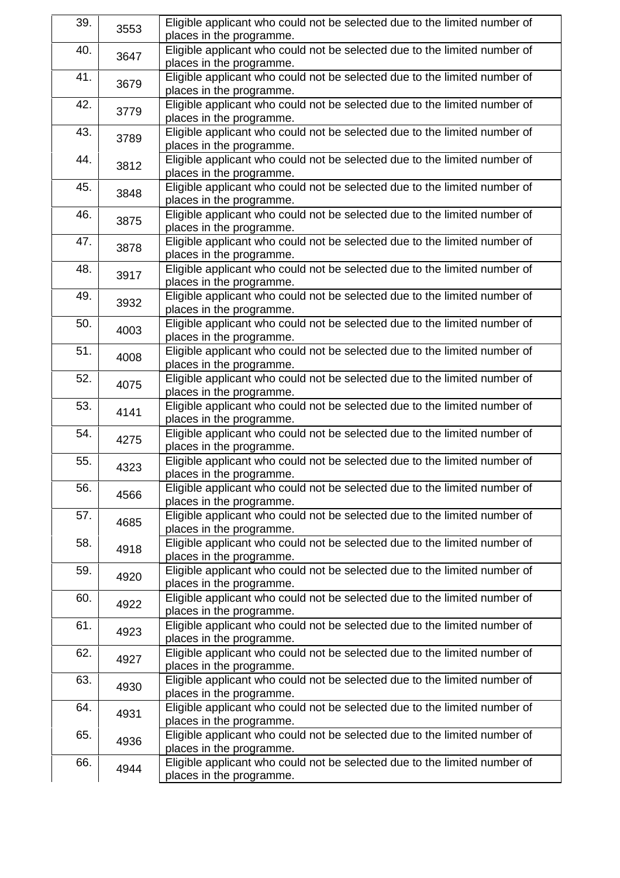| | | |
|---|---|---|
| 39. | 3553 | Eligible applicant who could not be selected due to the limited number of places in the programme. |
| 40. | 3647 | Eligible applicant who could not be selected due to the limited number of places in the programme. |
| 41. | 3679 | Eligible applicant who could not be selected due to the limited number of places in the programme. |
| 42. | 3779 | Eligible applicant who could not be selected due to the limited number of places in the programme. |
| 43. | 3789 | Eligible applicant who could not be selected due to the limited number of places in the programme. |
| 44. | 3812 | Eligible applicant who could not be selected due to the limited number of places in the programme. |
| 45. | 3848 | Eligible applicant who could not be selected due to the limited number of places in the programme. |
| 46. | 3875 | Eligible applicant who could not be selected due to the limited number of places in the programme. |
| 47. | 3878 | Eligible applicant who could not be selected due to the limited number of places in the programme. |
| 48. | 3917 | Eligible applicant who could not be selected due to the limited number of places in the programme. |
| 49. | 3932 | Eligible applicant who could not be selected due to the limited number of places in the programme. |
| 50. | 4003 | Eligible applicant who could not be selected due to the limited number of places in the programme. |
| 51. | 4008 | Eligible applicant who could not be selected due to the limited number of places in the programme. |
| 52. | 4075 | Eligible applicant who could not be selected due to the limited number of places in the programme. |
| 53. | 4141 | Eligible applicant who could not be selected due to the limited number of places in the programme. |
| 54. | 4275 | Eligible applicant who could not be selected due to the limited number of places in the programme. |
| 55. | 4323 | Eligible applicant who could not be selected due to the limited number of places in the programme. |
| 56. | 4566 | Eligible applicant who could not be selected due to the limited number of places in the programme. |
| 57. | 4685 | Eligible applicant who could not be selected due to the limited number of places in the programme. |
| 58. | 4918 | Eligible applicant who could not be selected due to the limited number of places in the programme. |
| 59. | 4920 | Eligible applicant who could not be selected due to the limited number of places in the programme. |
| 60. | 4922 | Eligible applicant who could not be selected due to the limited number of places in the programme. |
| 61. | 4923 | Eligible applicant who could not be selected due to the limited number of places in the programme. |
| 62. | 4927 | Eligible applicant who could not be selected due to the limited number of places in the programme. |
| 63. | 4930 | Eligible applicant who could not be selected due to the limited number of places in the programme. |
| 64. | 4931 | Eligible applicant who could not be selected due to the limited number of places in the programme. |
| 65. | 4936 | Eligible applicant who could not be selected due to the limited number of places in the programme. |
| 66. | 4944 | Eligible applicant who could not be selected due to the limited number of places in the programme. |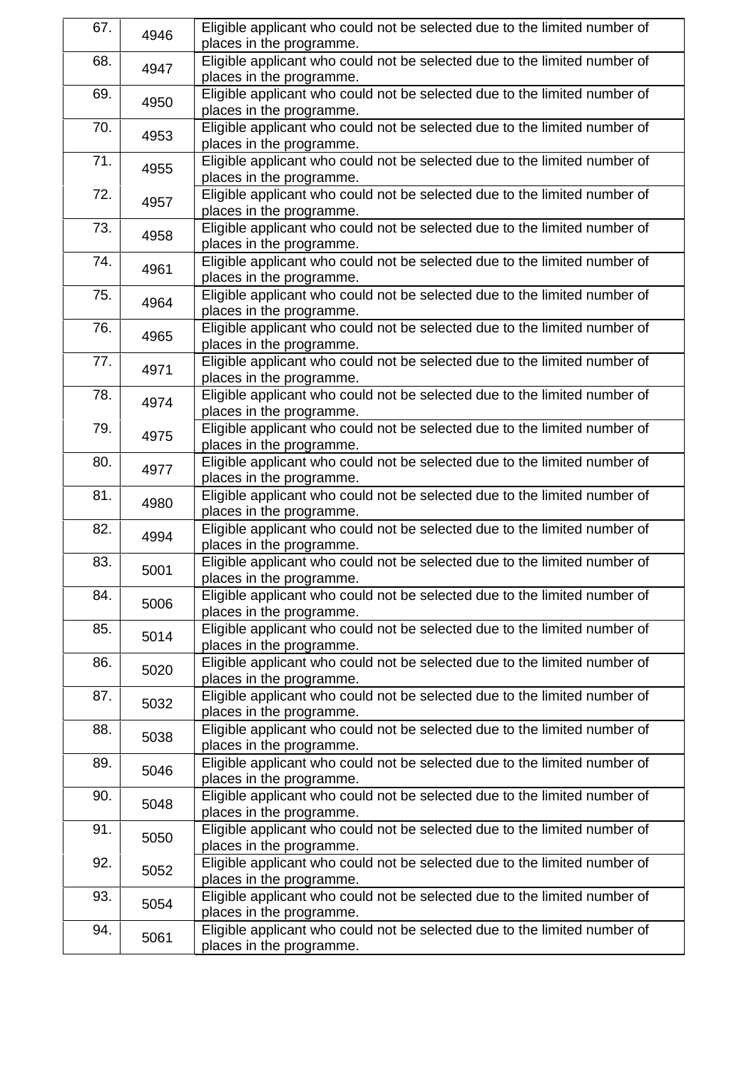| | | |
|---|---|---|
| 67. | 4946 | Eligible applicant who could not be selected due to the limited number of places in the programme. |
| 68. | 4947 | Eligible applicant who could not be selected due to the limited number of places in the programme. |
| 69. | 4950 | Eligible applicant who could not be selected due to the limited number of places in the programme. |
| 70. | 4953 | Eligible applicant who could not be selected due to the limited number of places in the programme. |
| 71. | 4955 | Eligible applicant who could not be selected due to the limited number of places in the programme. |
| 72. | 4957 | Eligible applicant who could not be selected due to the limited number of places in the programme. |
| 73. | 4958 | Eligible applicant who could not be selected due to the limited number of places in the programme. |
| 74. | 4961 | Eligible applicant who could not be selected due to the limited number of places in the programme. |
| 75. | 4964 | Eligible applicant who could not be selected due to the limited number of places in the programme. |
| 76. | 4965 | Eligible applicant who could not be selected due to the limited number of places in the programme. |
| 77. | 4971 | Eligible applicant who could not be selected due to the limited number of places in the programme. |
| 78. | 4974 | Eligible applicant who could not be selected due to the limited number of places in the programme. |
| 79. | 4975 | Eligible applicant who could not be selected due to the limited number of places in the programme. |
| 80. | 4977 | Eligible applicant who could not be selected due to the limited number of places in the programme. |
| 81. | 4980 | Eligible applicant who could not be selected due to the limited number of places in the programme. |
| 82. | 4994 | Eligible applicant who could not be selected due to the limited number of places in the programme. |
| 83. | 5001 | Eligible applicant who could not be selected due to the limited number of places in the programme. |
| 84. | 5006 | Eligible applicant who could not be selected due to the limited number of places in the programme. |
| 85. | 5014 | Eligible applicant who could not be selected due to the limited number of places in the programme. |
| 86. | 5020 | Eligible applicant who could not be selected due to the limited number of places in the programme. |
| 87. | 5032 | Eligible applicant who could not be selected due to the limited number of places in the programme. |
| 88. | 5038 | Eligible applicant who could not be selected due to the limited number of places in the programme. |
| 89. | 5046 | Eligible applicant who could not be selected due to the limited number of places in the programme. |
| 90. | 5048 | Eligible applicant who could not be selected due to the limited number of places in the programme. |
| 91. | 5050 | Eligible applicant who could not be selected due to the limited number of places in the programme. |
| 92. | 5052 | Eligible applicant who could not be selected due to the limited number of places in the programme. |
| 93. | 5054 | Eligible applicant who could not be selected due to the limited number of places in the programme. |
| 94. | 5061 | Eligible applicant who could not be selected due to the limited number of places in the programme. |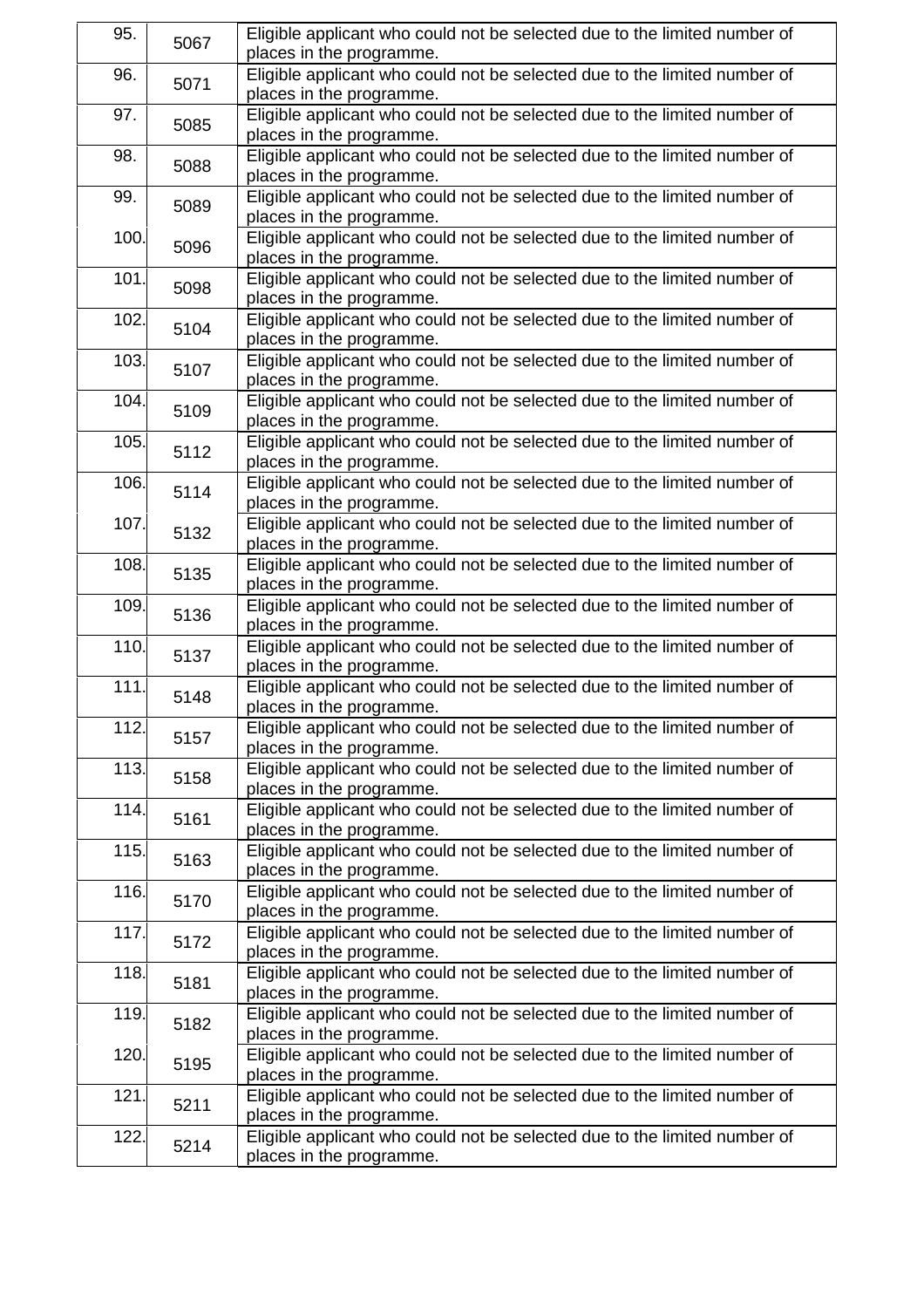| | | |
|---|---|---|
| 95. | 5067 | Eligible applicant who could not be selected due to the limited number of places in the programme. |
| 96. | 5071 | Eligible applicant who could not be selected due to the limited number of places in the programme. |
| 97. | 5085 | Eligible applicant who could not be selected due to the limited number of places in the programme. |
| 98. | 5088 | Eligible applicant who could not be selected due to the limited number of places in the programme. |
| 99. | 5089 | Eligible applicant who could not be selected due to the limited number of places in the programme. |
| 100. | 5096 | Eligible applicant who could not be selected due to the limited number of places in the programme. |
| 101. | 5098 | Eligible applicant who could not be selected due to the limited number of places in the programme. |
| 102. | 5104 | Eligible applicant who could not be selected due to the limited number of places in the programme. |
| 103. | 5107 | Eligible applicant who could not be selected due to the limited number of places in the programme. |
| 104. | 5109 | Eligible applicant who could not be selected due to the limited number of places in the programme. |
| 105. | 5112 | Eligible applicant who could not be selected due to the limited number of places in the programme. |
| 106. | 5114 | Eligible applicant who could not be selected due to the limited number of places in the programme. |
| 107. | 5132 | Eligible applicant who could not be selected due to the limited number of places in the programme. |
| 108. | 5135 | Eligible applicant who could not be selected due to the limited number of places in the programme. |
| 109. | 5136 | Eligible applicant who could not be selected due to the limited number of places in the programme. |
| 110. | 5137 | Eligible applicant who could not be selected due to the limited number of places in the programme. |
| 111. | 5148 | Eligible applicant who could not be selected due to the limited number of places in the programme. |
| 112. | 5157 | Eligible applicant who could not be selected due to the limited number of places in the programme. |
| 113. | 5158 | Eligible applicant who could not be selected due to the limited number of places in the programme. |
| 114. | 5161 | Eligible applicant who could not be selected due to the limited number of places in the programme. |
| 115. | 5163 | Eligible applicant who could not be selected due to the limited number of places in the programme. |
| 116. | 5170 | Eligible applicant who could not be selected due to the limited number of places in the programme. |
| 117. | 5172 | Eligible applicant who could not be selected due to the limited number of places in the programme. |
| 118. | 5181 | Eligible applicant who could not be selected due to the limited number of places in the programme. |
| 119. | 5182 | Eligible applicant who could not be selected due to the limited number of places in the programme. |
| 120. | 5195 | Eligible applicant who could not be selected due to the limited number of places in the programme. |
| 121. | 5211 | Eligible applicant who could not be selected due to the limited number of places in the programme. |
| 122. | 5214 | Eligible applicant who could not be selected due to the limited number of places in the programme. |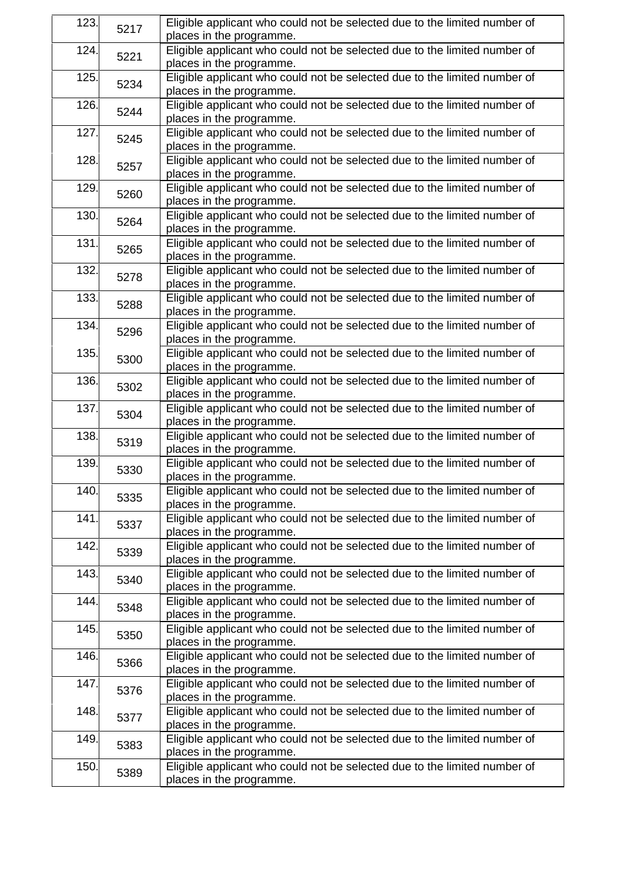| 123. | 5217 | Eligible applicant who could not be selected due to the limited number of places in the programme. |
|---|---|---|
| 124. | 5221 | Eligible applicant who could not be selected due to the limited number of places in the programme. |
| 125. | 5234 | Eligible applicant who could not be selected due to the limited number of places in the programme. |
| 126. | 5244 | Eligible applicant who could not be selected due to the limited number of places in the programme. |
| 127. | 5245 | Eligible applicant who could not be selected due to the limited number of places in the programme. |
| 128. | 5257 | Eligible applicant who could not be selected due to the limited number of places in the programme. |
| 129. | 5260 | Eligible applicant who could not be selected due to the limited number of places in the programme. |
| 130. | 5264 | Eligible applicant who could not be selected due to the limited number of places in the programme. |
| 131. | 5265 | Eligible applicant who could not be selected due to the limited number of places in the programme. |
| 132. | 5278 | Eligible applicant who could not be selected due to the limited number of places in the programme. |
| 133. | 5288 | Eligible applicant who could not be selected due to the limited number of places in the programme. |
| 134. | 5296 | Eligible applicant who could not be selected due to the limited number of places in the programme. |
| 135. | 5300 | Eligible applicant who could not be selected due to the limited number of places in the programme. |
| 136. | 5302 | Eligible applicant who could not be selected due to the limited number of places in the programme. |
| 137. | 5304 | Eligible applicant who could not be selected due to the limited number of places in the programme. |
| 138. | 5319 | Eligible applicant who could not be selected due to the limited number of places in the programme. |
| 139. | 5330 | Eligible applicant who could not be selected due to the limited number of places in the programme. |
| 140. | 5335 | Eligible applicant who could not be selected due to the limited number of places in the programme. |
| 141. | 5337 | Eligible applicant who could not be selected due to the limited number of places in the programme. |
| 142. | 5339 | Eligible applicant who could not be selected due to the limited number of places in the programme. |
| 143. | 5340 | Eligible applicant who could not be selected due to the limited number of places in the programme. |
| 144. | 5348 | Eligible applicant who could not be selected due to the limited number of places in the programme. |
| 145. | 5350 | Eligible applicant who could not be selected due to the limited number of places in the programme. |
| 146. | 5366 | Eligible applicant who could not be selected due to the limited number of places in the programme. |
| 147. | 5376 | Eligible applicant who could not be selected due to the limited number of places in the programme. |
| 148. | 5377 | Eligible applicant who could not be selected due to the limited number of places in the programme. |
| 149. | 5383 | Eligible applicant who could not be selected due to the limited number of places in the programme. |
| 150. | 5389 | Eligible applicant who could not be selected due to the limited number of places in the programme. |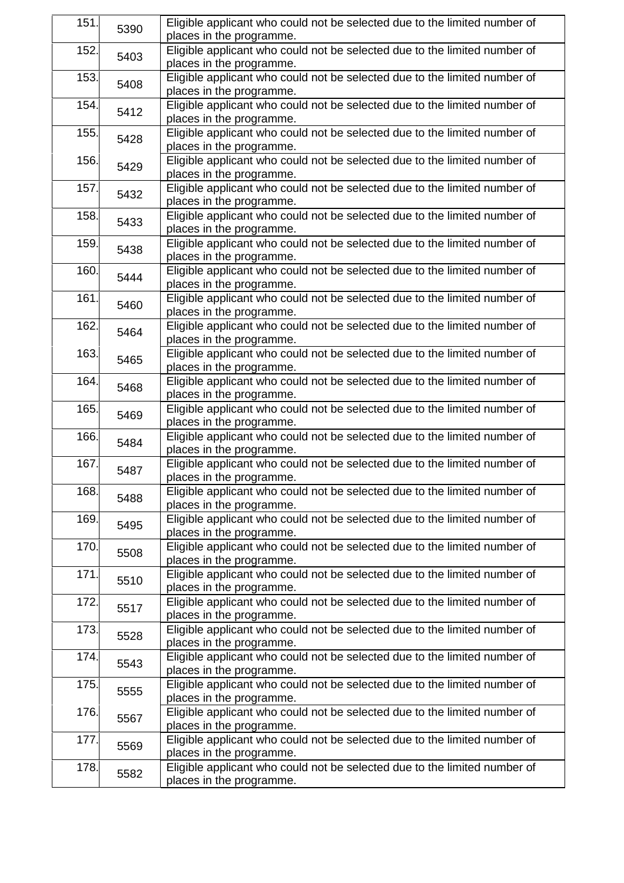| | | |
|---|---|---|
| 151. | 5390 | Eligible applicant who could not be selected due to the limited number of places in the programme. |
| 152. | 5403 | Eligible applicant who could not be selected due to the limited number of places in the programme. |
| 153. | 5408 | Eligible applicant who could not be selected due to the limited number of places in the programme. |
| 154. | 5412 | Eligible applicant who could not be selected due to the limited number of places in the programme. |
| 155. | 5428 | Eligible applicant who could not be selected due to the limited number of places in the programme. |
| 156. | 5429 | Eligible applicant who could not be selected due to the limited number of places in the programme. |
| 157. | 5432 | Eligible applicant who could not be selected due to the limited number of places in the programme. |
| 158. | 5433 | Eligible applicant who could not be selected due to the limited number of places in the programme. |
| 159. | 5438 | Eligible applicant who could not be selected due to the limited number of places in the programme. |
| 160. | 5444 | Eligible applicant who could not be selected due to the limited number of places in the programme. |
| 161. | 5460 | Eligible applicant who could not be selected due to the limited number of places in the programme. |
| 162. | 5464 | Eligible applicant who could not be selected due to the limited number of places in the programme. |
| 163. | 5465 | Eligible applicant who could not be selected due to the limited number of places in the programme. |
| 164. | 5468 | Eligible applicant who could not be selected due to the limited number of places in the programme. |
| 165. | 5469 | Eligible applicant who could not be selected due to the limited number of places in the programme. |
| 166. | 5484 | Eligible applicant who could not be selected due to the limited number of places in the programme. |
| 167. | 5487 | Eligible applicant who could not be selected due to the limited number of places in the programme. |
| 168. | 5488 | Eligible applicant who could not be selected due to the limited number of places in the programme. |
| 169. | 5495 | Eligible applicant who could not be selected due to the limited number of places in the programme. |
| 170. | 5508 | Eligible applicant who could not be selected due to the limited number of places in the programme. |
| 171. | 5510 | Eligible applicant who could not be selected due to the limited number of places in the programme. |
| 172. | 5517 | Eligible applicant who could not be selected due to the limited number of places in the programme. |
| 173. | 5528 | Eligible applicant who could not be selected due to the limited number of places in the programme. |
| 174. | 5543 | Eligible applicant who could not be selected due to the limited number of places in the programme. |
| 175. | 5555 | Eligible applicant who could not be selected due to the limited number of places in the programme. |
| 176. | 5567 | Eligible applicant who could not be selected due to the limited number of places in the programme. |
| 177. | 5569 | Eligible applicant who could not be selected due to the limited number of places in the programme. |
| 178. | 5582 | Eligible applicant who could not be selected due to the limited number of places in the programme. |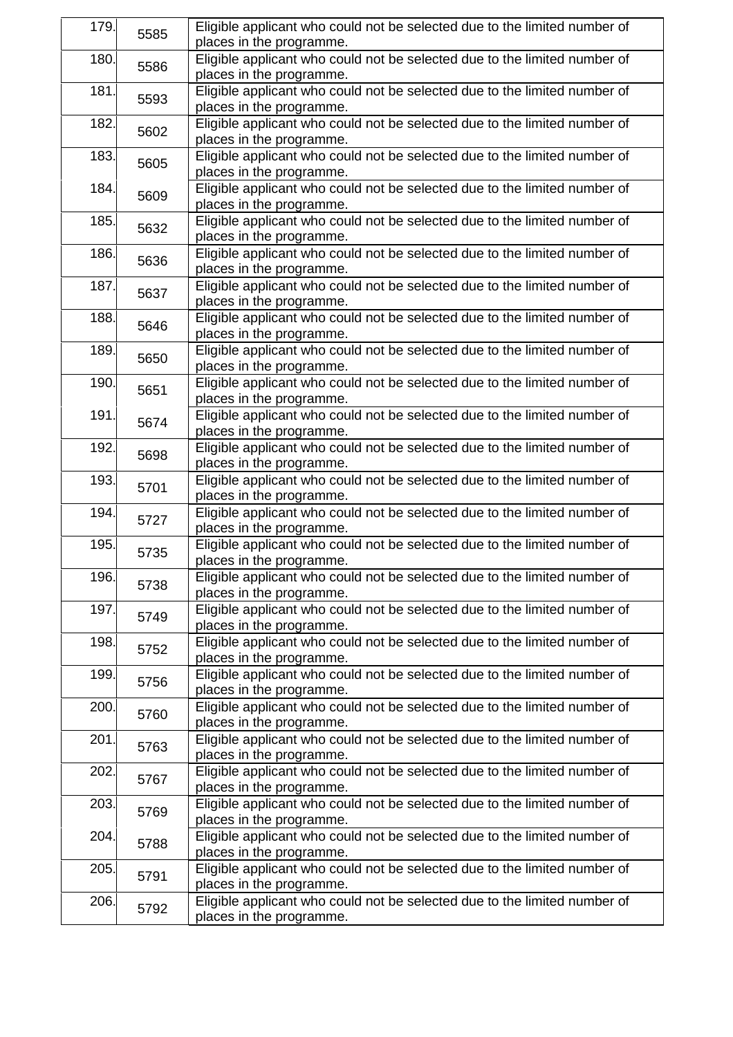| | | |
|---|---|---|
| 179. | 5585 | Eligible applicant who could not be selected due to the limited number of places in the programme. |
| 180. | 5586 | Eligible applicant who could not be selected due to the limited number of places in the programme. |
| 181. | 5593 | Eligible applicant who could not be selected due to the limited number of places in the programme. |
| 182. | 5602 | Eligible applicant who could not be selected due to the limited number of places in the programme. |
| 183. | 5605 | Eligible applicant who could not be selected due to the limited number of places in the programme. |
| 184. | 5609 | Eligible applicant who could not be selected due to the limited number of places in the programme. |
| 185. | 5632 | Eligible applicant who could not be selected due to the limited number of places in the programme. |
| 186. | 5636 | Eligible applicant who could not be selected due to the limited number of places in the programme. |
| 187. | 5637 | Eligible applicant who could not be selected due to the limited number of places in the programme. |
| 188. | 5646 | Eligible applicant who could not be selected due to the limited number of places in the programme. |
| 189. | 5650 | Eligible applicant who could not be selected due to the limited number of places in the programme. |
| 190. | 5651 | Eligible applicant who could not be selected due to the limited number of places in the programme. |
| 191. | 5674 | Eligible applicant who could not be selected due to the limited number of places in the programme. |
| 192. | 5698 | Eligible applicant who could not be selected due to the limited number of places in the programme. |
| 193. | 5701 | Eligible applicant who could not be selected due to the limited number of places in the programme. |
| 194. | 5727 | Eligible applicant who could not be selected due to the limited number of places in the programme. |
| 195. | 5735 | Eligible applicant who could not be selected due to the limited number of places in the programme. |
| 196. | 5738 | Eligible applicant who could not be selected due to the limited number of places in the programme. |
| 197. | 5749 | Eligible applicant who could not be selected due to the limited number of places in the programme. |
| 198. | 5752 | Eligible applicant who could not be selected due to the limited number of places in the programme. |
| 199. | 5756 | Eligible applicant who could not be selected due to the limited number of places in the programme. |
| 200. | 5760 | Eligible applicant who could not be selected due to the limited number of places in the programme. |
| 201. | 5763 | Eligible applicant who could not be selected due to the limited number of places in the programme. |
| 202. | 5767 | Eligible applicant who could not be selected due to the limited number of places in the programme. |
| 203. | 5769 | Eligible applicant who could not be selected due to the limited number of places in the programme. |
| 204. | 5788 | Eligible applicant who could not be selected due to the limited number of places in the programme. |
| 205. | 5791 | Eligible applicant who could not be selected due to the limited number of places in the programme. |
| 206. | 5792 | Eligible applicant who could not be selected due to the limited number of places in the programme. |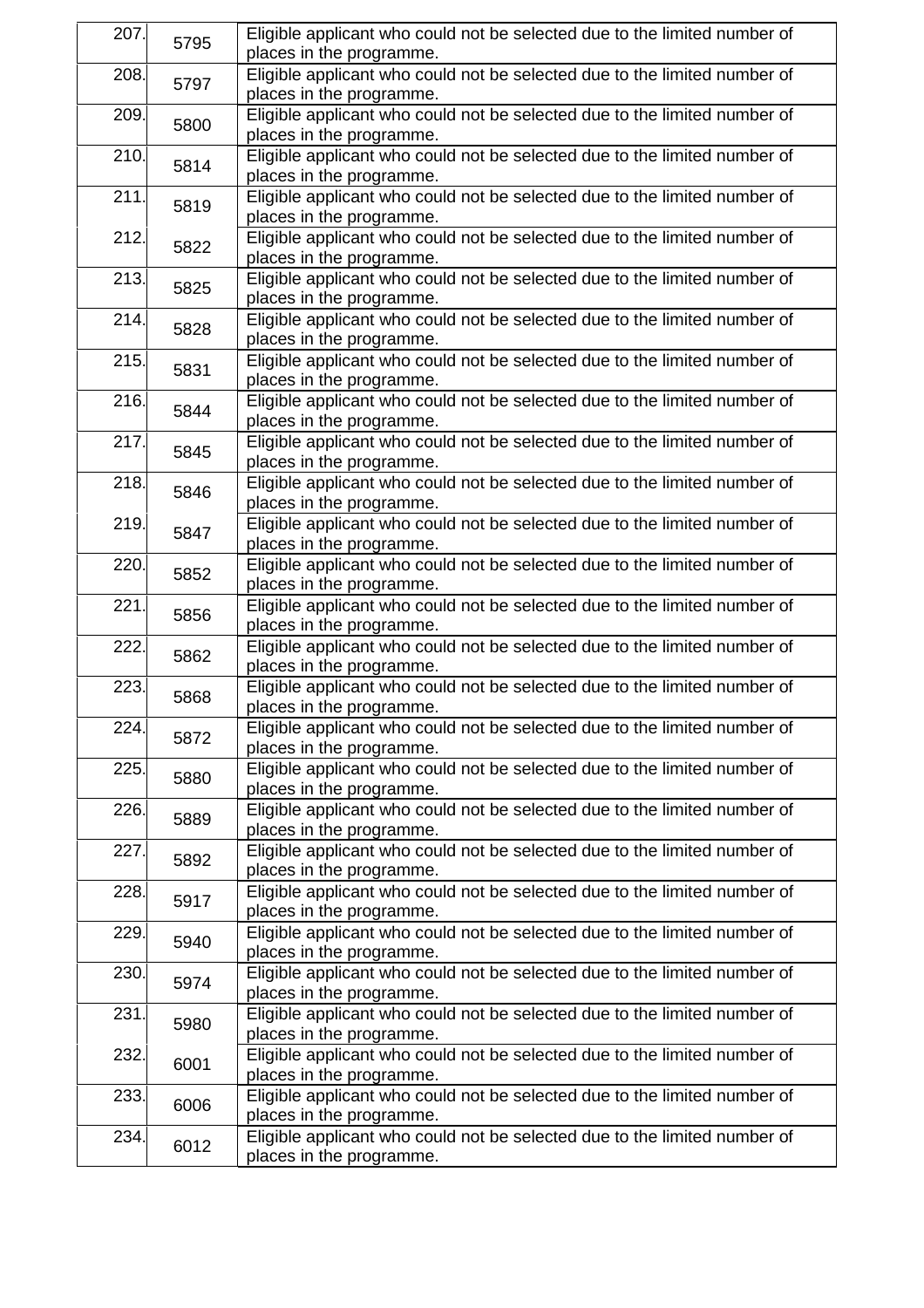| 207. | 5795 | Eligible applicant who could not be selected due to the limited number of places in the programme. |
|---|---|---|
| 208. | 5797 | Eligible applicant who could not be selected due to the limited number of places in the programme. |
| 209. | 5800 | Eligible applicant who could not be selected due to the limited number of places in the programme. |
| 210. | 5814 | Eligible applicant who could not be selected due to the limited number of places in the programme. |
| 211. | 5819 | Eligible applicant who could not be selected due to the limited number of places in the programme. |
| 212. | 5822 | Eligible applicant who could not be selected due to the limited number of places in the programme. |
| 213. | 5825 | Eligible applicant who could not be selected due to the limited number of places in the programme. |
| 214. | 5828 | Eligible applicant who could not be selected due to the limited number of places in the programme. |
| 215. | 5831 | Eligible applicant who could not be selected due to the limited number of places in the programme. |
| 216. | 5844 | Eligible applicant who could not be selected due to the limited number of places in the programme. |
| 217. | 5845 | Eligible applicant who could not be selected due to the limited number of places in the programme. |
| 218. | 5846 | Eligible applicant who could not be selected due to the limited number of places in the programme. |
| 219. | 5847 | Eligible applicant who could not be selected due to the limited number of places in the programme. |
| 220. | 5852 | Eligible applicant who could not be selected due to the limited number of places in the programme. |
| 221. | 5856 | Eligible applicant who could not be selected due to the limited number of places in the programme. |
| 222. | 5862 | Eligible applicant who could not be selected due to the limited number of places in the programme. |
| 223. | 5868 | Eligible applicant who could not be selected due to the limited number of places in the programme. |
| 224. | 5872 | Eligible applicant who could not be selected due to the limited number of places in the programme. |
| 225. | 5880 | Eligible applicant who could not be selected due to the limited number of places in the programme. |
| 226. | 5889 | Eligible applicant who could not be selected due to the limited number of places in the programme. |
| 227. | 5892 | Eligible applicant who could not be selected due to the limited number of places in the programme. |
| 228. | 5917 | Eligible applicant who could not be selected due to the limited number of places in the programme. |
| 229. | 5940 | Eligible applicant who could not be selected due to the limited number of places in the programme. |
| 230. | 5974 | Eligible applicant who could not be selected due to the limited number of places in the programme. |
| 231. | 5980 | Eligible applicant who could not be selected due to the limited number of places in the programme. |
| 232. | 6001 | Eligible applicant who could not be selected due to the limited number of places in the programme. |
| 233. | 6006 | Eligible applicant who could not be selected due to the limited number of places in the programme. |
| 234. | 6012 | Eligible applicant who could not be selected due to the limited number of places in the programme. |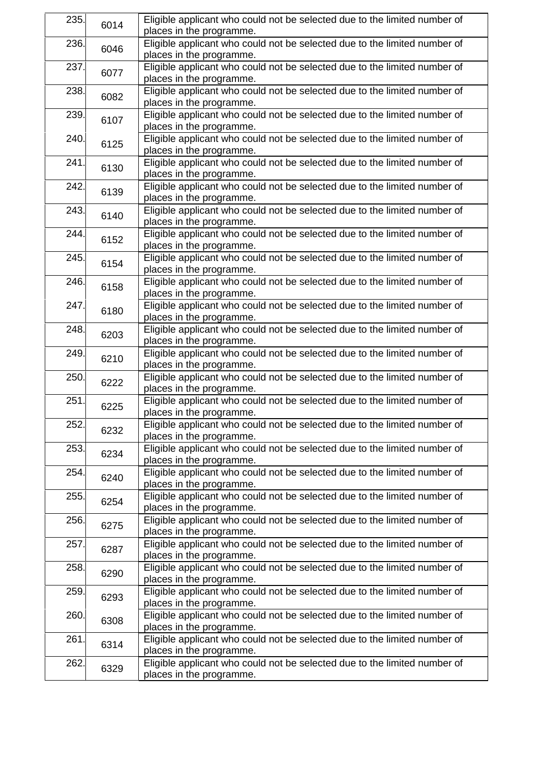| | | |
|---|---|---|
| 235. | 6014 | Eligible applicant who could not be selected due to the limited number of places in the programme. |
| 236. | 6046 | Eligible applicant who could not be selected due to the limited number of places in the programme. |
| 237. | 6077 | Eligible applicant who could not be selected due to the limited number of places in the programme. |
| 238. | 6082 | Eligible applicant who could not be selected due to the limited number of places in the programme. |
| 239. | 6107 | Eligible applicant who could not be selected due to the limited number of places in the programme. |
| 240. | 6125 | Eligible applicant who could not be selected due to the limited number of places in the programme. |
| 241. | 6130 | Eligible applicant who could not be selected due to the limited number of places in the programme. |
| 242. | 6139 | Eligible applicant who could not be selected due to the limited number of places in the programme. |
| 243. | 6140 | Eligible applicant who could not be selected due to the limited number of places in the programme. |
| 244. | 6152 | Eligible applicant who could not be selected due to the limited number of places in the programme. |
| 245. | 6154 | Eligible applicant who could not be selected due to the limited number of places in the programme. |
| 246. | 6158 | Eligible applicant who could not be selected due to the limited number of places in the programme. |
| 247. | 6180 | Eligible applicant who could not be selected due to the limited number of places in the programme. |
| 248. | 6203 | Eligible applicant who could not be selected due to the limited number of places in the programme. |
| 249. | 6210 | Eligible applicant who could not be selected due to the limited number of places in the programme. |
| 250. | 6222 | Eligible applicant who could not be selected due to the limited number of places in the programme. |
| 251. | 6225 | Eligible applicant who could not be selected due to the limited number of places in the programme. |
| 252. | 6232 | Eligible applicant who could not be selected due to the limited number of places in the programme. |
| 253. | 6234 | Eligible applicant who could not be selected due to the limited number of places in the programme. |
| 254. | 6240 | Eligible applicant who could not be selected due to the limited number of places in the programme. |
| 255. | 6254 | Eligible applicant who could not be selected due to the limited number of places in the programme. |
| 256. | 6275 | Eligible applicant who could not be selected due to the limited number of places in the programme. |
| 257. | 6287 | Eligible applicant who could not be selected due to the limited number of places in the programme. |
| 258. | 6290 | Eligible applicant who could not be selected due to the limited number of places in the programme. |
| 259. | 6293 | Eligible applicant who could not be selected due to the limited number of places in the programme. |
| 260. | 6308 | Eligible applicant who could not be selected due to the limited number of places in the programme. |
| 261. | 6314 | Eligible applicant who could not be selected due to the limited number of places in the programme. |
| 262. | 6329 | Eligible applicant who could not be selected due to the limited number of places in the programme. |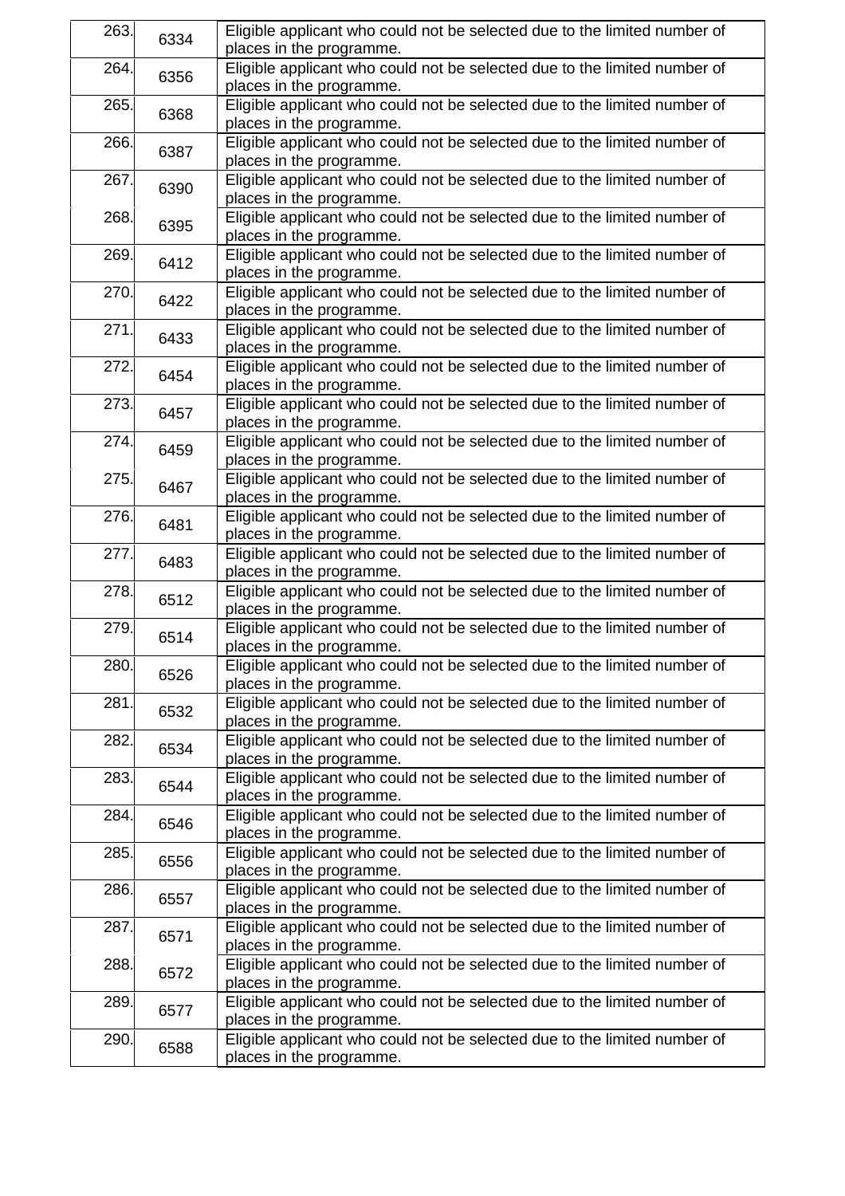| | | |
|---|---|---|
| 263. | 6334 | Eligible applicant who could not be selected due to the limited number of places in the programme. |
| 264. | 6356 | Eligible applicant who could not be selected due to the limited number of places in the programme. |
| 265. | 6368 | Eligible applicant who could not be selected due to the limited number of places in the programme. |
| 266. | 6387 | Eligible applicant who could not be selected due to the limited number of places in the programme. |
| 267. | 6390 | Eligible applicant who could not be selected due to the limited number of places in the programme. |
| 268. | 6395 | Eligible applicant who could not be selected due to the limited number of places in the programme. |
| 269. | 6412 | Eligible applicant who could not be selected due to the limited number of places in the programme. |
| 270. | 6422 | Eligible applicant who could not be selected due to the limited number of places in the programme. |
| 271. | 6433 | Eligible applicant who could not be selected due to the limited number of places in the programme. |
| 272. | 6454 | Eligible applicant who could not be selected due to the limited number of places in the programme. |
| 273. | 6457 | Eligible applicant who could not be selected due to the limited number of places in the programme. |
| 274. | 6459 | Eligible applicant who could not be selected due to the limited number of places in the programme. |
| 275. | 6467 | Eligible applicant who could not be selected due to the limited number of places in the programme. |
| 276. | 6481 | Eligible applicant who could not be selected due to the limited number of places in the programme. |
| 277. | 6483 | Eligible applicant who could not be selected due to the limited number of places in the programme. |
| 278. | 6512 | Eligible applicant who could not be selected due to the limited number of places in the programme. |
| 279. | 6514 | Eligible applicant who could not be selected due to the limited number of places in the programme. |
| 280. | 6526 | Eligible applicant who could not be selected due to the limited number of places in the programme. |
| 281. | 6532 | Eligible applicant who could not be selected due to the limited number of places in the programme. |
| 282. | 6534 | Eligible applicant who could not be selected due to the limited number of places in the programme. |
| 283. | 6544 | Eligible applicant who could not be selected due to the limited number of places in the programme. |
| 284. | 6546 | Eligible applicant who could not be selected due to the limited number of places in the programme. |
| 285. | 6556 | Eligible applicant who could not be selected due to the limited number of places in the programme. |
| 286. | 6557 | Eligible applicant who could not be selected due to the limited number of places in the programme. |
| 287. | 6571 | Eligible applicant who could not be selected due to the limited number of places in the programme. |
| 288. | 6572 | Eligible applicant who could not be selected due to the limited number of places in the programme. |
| 289. | 6577 | Eligible applicant who could not be selected due to the limited number of places in the programme. |
| 290. | 6588 | Eligible applicant who could not be selected due to the limited number of places in the programme. |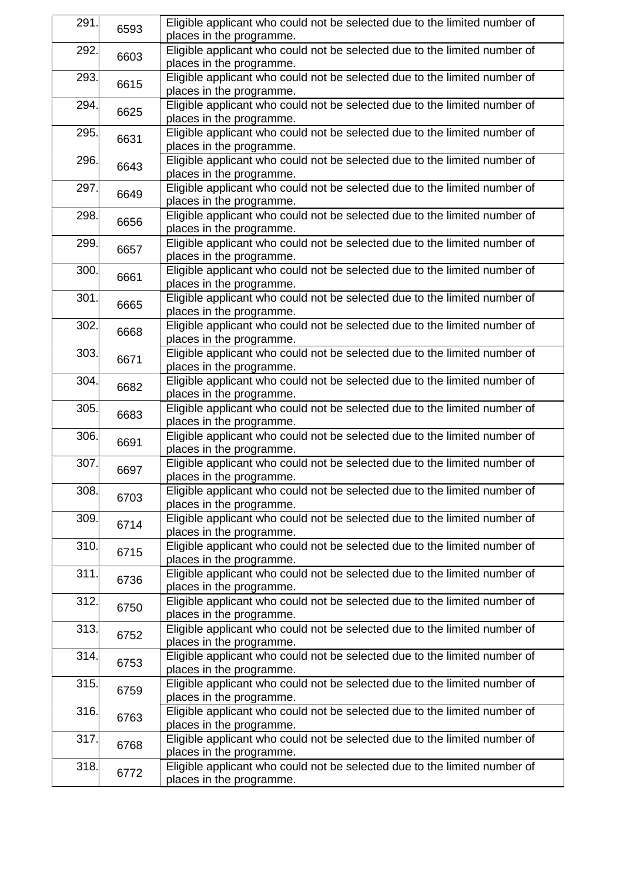| | | |
|---|---|---|
| 291. | 6593 | Eligible applicant who could not be selected due to the limited number of places in the programme. |
| 292. | 6603 | Eligible applicant who could not be selected due to the limited number of places in the programme. |
| 293. | 6615 | Eligible applicant who could not be selected due to the limited number of places in the programme. |
| 294. | 6625 | Eligible applicant who could not be selected due to the limited number of places in the programme. |
| 295. | 6631 | Eligible applicant who could not be selected due to the limited number of places in the programme. |
| 296. | 6643 | Eligible applicant who could not be selected due to the limited number of places in the programme. |
| 297. | 6649 | Eligible applicant who could not be selected due to the limited number of places in the programme. |
| 298. | 6656 | Eligible applicant who could not be selected due to the limited number of places in the programme. |
| 299. | 6657 | Eligible applicant who could not be selected due to the limited number of places in the programme. |
| 300. | 6661 | Eligible applicant who could not be selected due to the limited number of places in the programme. |
| 301. | 6665 | Eligible applicant who could not be selected due to the limited number of places in the programme. |
| 302. | 6668 | Eligible applicant who could not be selected due to the limited number of places in the programme. |
| 303. | 6671 | Eligible applicant who could not be selected due to the limited number of places in the programme. |
| 304. | 6682 | Eligible applicant who could not be selected due to the limited number of places in the programme. |
| 305. | 6683 | Eligible applicant who could not be selected due to the limited number of places in the programme. |
| 306. | 6691 | Eligible applicant who could not be selected due to the limited number of places in the programme. |
| 307. | 6697 | Eligible applicant who could not be selected due to the limited number of places in the programme. |
| 308. | 6703 | Eligible applicant who could not be selected due to the limited number of places in the programme. |
| 309. | 6714 | Eligible applicant who could not be selected due to the limited number of places in the programme. |
| 310. | 6715 | Eligible applicant who could not be selected due to the limited number of places in the programme. |
| 311. | 6736 | Eligible applicant who could not be selected due to the limited number of places in the programme. |
| 312. | 6750 | Eligible applicant who could not be selected due to the limited number of places in the programme. |
| 313. | 6752 | Eligible applicant who could not be selected due to the limited number of places in the programme. |
| 314. | 6753 | Eligible applicant who could not be selected due to the limited number of places in the programme. |
| 315. | 6759 | Eligible applicant who could not be selected due to the limited number of places in the programme. |
| 316. | 6763 | Eligible applicant who could not be selected due to the limited number of places in the programme. |
| 317. | 6768 | Eligible applicant who could not be selected due to the limited number of places in the programme. |
| 318. | 6772 | Eligible applicant who could not be selected due to the limited number of places in the programme. |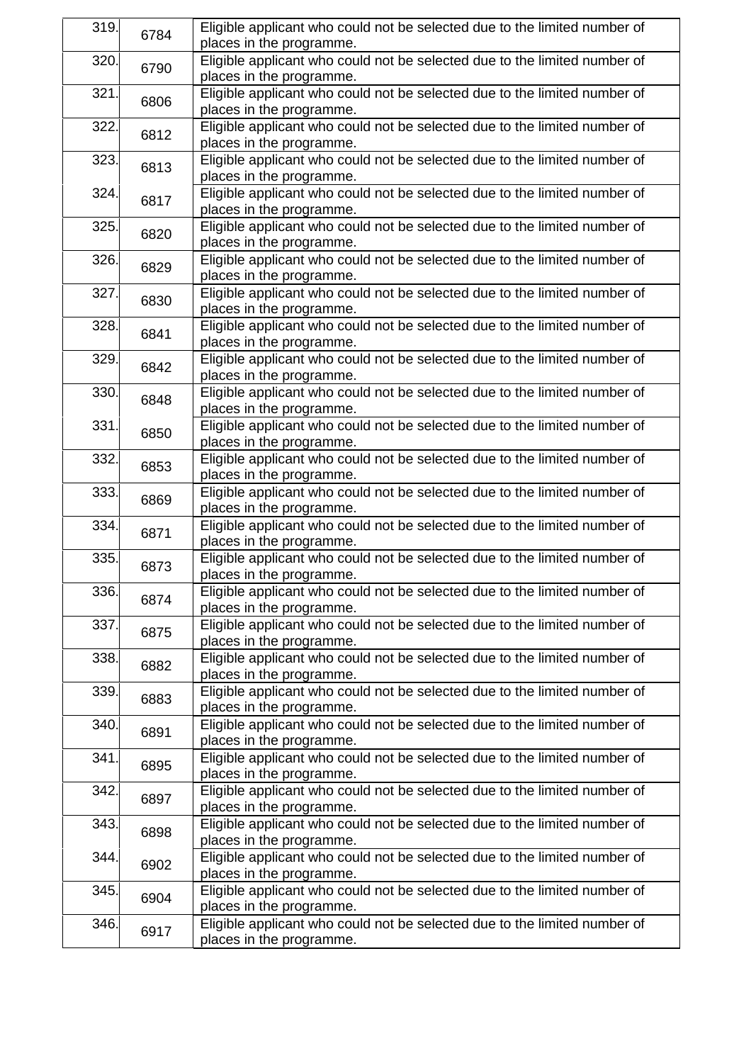| | | |
|---|---|---|
| 319. | 6784 | Eligible applicant who could not be selected due to the limited number of places in the programme. |
| 320. | 6790 | Eligible applicant who could not be selected due to the limited number of places in the programme. |
| 321. | 6806 | Eligible applicant who could not be selected due to the limited number of places in the programme. |
| 322. | 6812 | Eligible applicant who could not be selected due to the limited number of places in the programme. |
| 323. | 6813 | Eligible applicant who could not be selected due to the limited number of places in the programme. |
| 324. | 6817 | Eligible applicant who could not be selected due to the limited number of places in the programme. |
| 325. | 6820 | Eligible applicant who could not be selected due to the limited number of places in the programme. |
| 326. | 6829 | Eligible applicant who could not be selected due to the limited number of places in the programme. |
| 327. | 6830 | Eligible applicant who could not be selected due to the limited number of places in the programme. |
| 328. | 6841 | Eligible applicant who could not be selected due to the limited number of places in the programme. |
| 329. | 6842 | Eligible applicant who could not be selected due to the limited number of places in the programme. |
| 330. | 6848 | Eligible applicant who could not be selected due to the limited number of places in the programme. |
| 331. | 6850 | Eligible applicant who could not be selected due to the limited number of places in the programme. |
| 332. | 6853 | Eligible applicant who could not be selected due to the limited number of places in the programme. |
| 333. | 6869 | Eligible applicant who could not be selected due to the limited number of places in the programme. |
| 334. | 6871 | Eligible applicant who could not be selected due to the limited number of places in the programme. |
| 335. | 6873 | Eligible applicant who could not be selected due to the limited number of places in the programme. |
| 336. | 6874 | Eligible applicant who could not be selected due to the limited number of places in the programme. |
| 337. | 6875 | Eligible applicant who could not be selected due to the limited number of places in the programme. |
| 338. | 6882 | Eligible applicant who could not be selected due to the limited number of places in the programme. |
| 339. | 6883 | Eligible applicant who could not be selected due to the limited number of places in the programme. |
| 340. | 6891 | Eligible applicant who could not be selected due to the limited number of places in the programme. |
| 341. | 6895 | Eligible applicant who could not be selected due to the limited number of places in the programme. |
| 342. | 6897 | Eligible applicant who could not be selected due to the limited number of places in the programme. |
| 343. | 6898 | Eligible applicant who could not be selected due to the limited number of places in the programme. |
| 344. | 6902 | Eligible applicant who could not be selected due to the limited number of places in the programme. |
| 345. | 6904 | Eligible applicant who could not be selected due to the limited number of places in the programme. |
| 346. | 6917 | Eligible applicant who could not be selected due to the limited number of places in the programme. |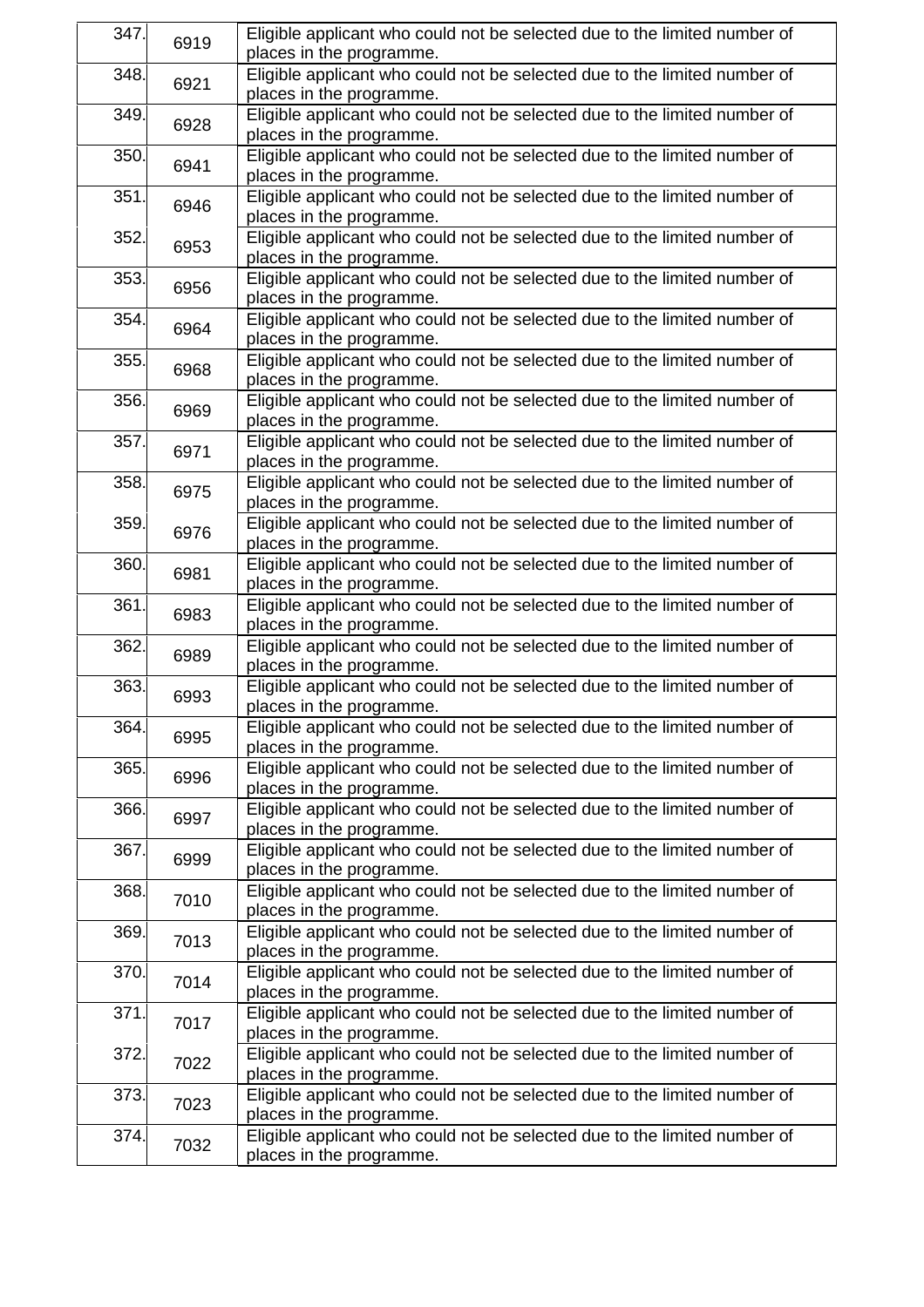| | | |
|---|---|---|
| 347. | 6919 | Eligible applicant who could not be selected due to the limited number of places in the programme. |
| 348. | 6921 | Eligible applicant who could not be selected due to the limited number of places in the programme. |
| 349. | 6928 | Eligible applicant who could not be selected due to the limited number of places in the programme. |
| 350. | 6941 | Eligible applicant who could not be selected due to the limited number of places in the programme. |
| 351. | 6946 | Eligible applicant who could not be selected due to the limited number of places in the programme. |
| 352. | 6953 | Eligible applicant who could not be selected due to the limited number of places in the programme. |
| 353. | 6956 | Eligible applicant who could not be selected due to the limited number of places in the programme. |
| 354. | 6964 | Eligible applicant who could not be selected due to the limited number of places in the programme. |
| 355. | 6968 | Eligible applicant who could not be selected due to the limited number of places in the programme. |
| 356. | 6969 | Eligible applicant who could not be selected due to the limited number of places in the programme. |
| 357. | 6971 | Eligible applicant who could not be selected due to the limited number of places in the programme. |
| 358. | 6975 | Eligible applicant who could not be selected due to the limited number of places in the programme. |
| 359. | 6976 | Eligible applicant who could not be selected due to the limited number of places in the programme. |
| 360. | 6981 | Eligible applicant who could not be selected due to the limited number of places in the programme. |
| 361. | 6983 | Eligible applicant who could not be selected due to the limited number of places in the programme. |
| 362. | 6989 | Eligible applicant who could not be selected due to the limited number of places in the programme. |
| 363. | 6993 | Eligible applicant who could not be selected due to the limited number of places in the programme. |
| 364. | 6995 | Eligible applicant who could not be selected due to the limited number of places in the programme. |
| 365. | 6996 | Eligible applicant who could not be selected due to the limited number of places in the programme. |
| 366. | 6997 | Eligible applicant who could not be selected due to the limited number of places in the programme. |
| 367. | 6999 | Eligible applicant who could not be selected due to the limited number of places in the programme. |
| 368. | 7010 | Eligible applicant who could not be selected due to the limited number of places in the programme. |
| 369. | 7013 | Eligible applicant who could not be selected due to the limited number of places in the programme. |
| 370. | 7014 | Eligible applicant who could not be selected due to the limited number of places in the programme. |
| 371. | 7017 | Eligible applicant who could not be selected due to the limited number of places in the programme. |
| 372. | 7022 | Eligible applicant who could not be selected due to the limited number of places in the programme. |
| 373. | 7023 | Eligible applicant who could not be selected due to the limited number of places in the programme. |
| 374. | 7032 | Eligible applicant who could not be selected due to the limited number of places in the programme. |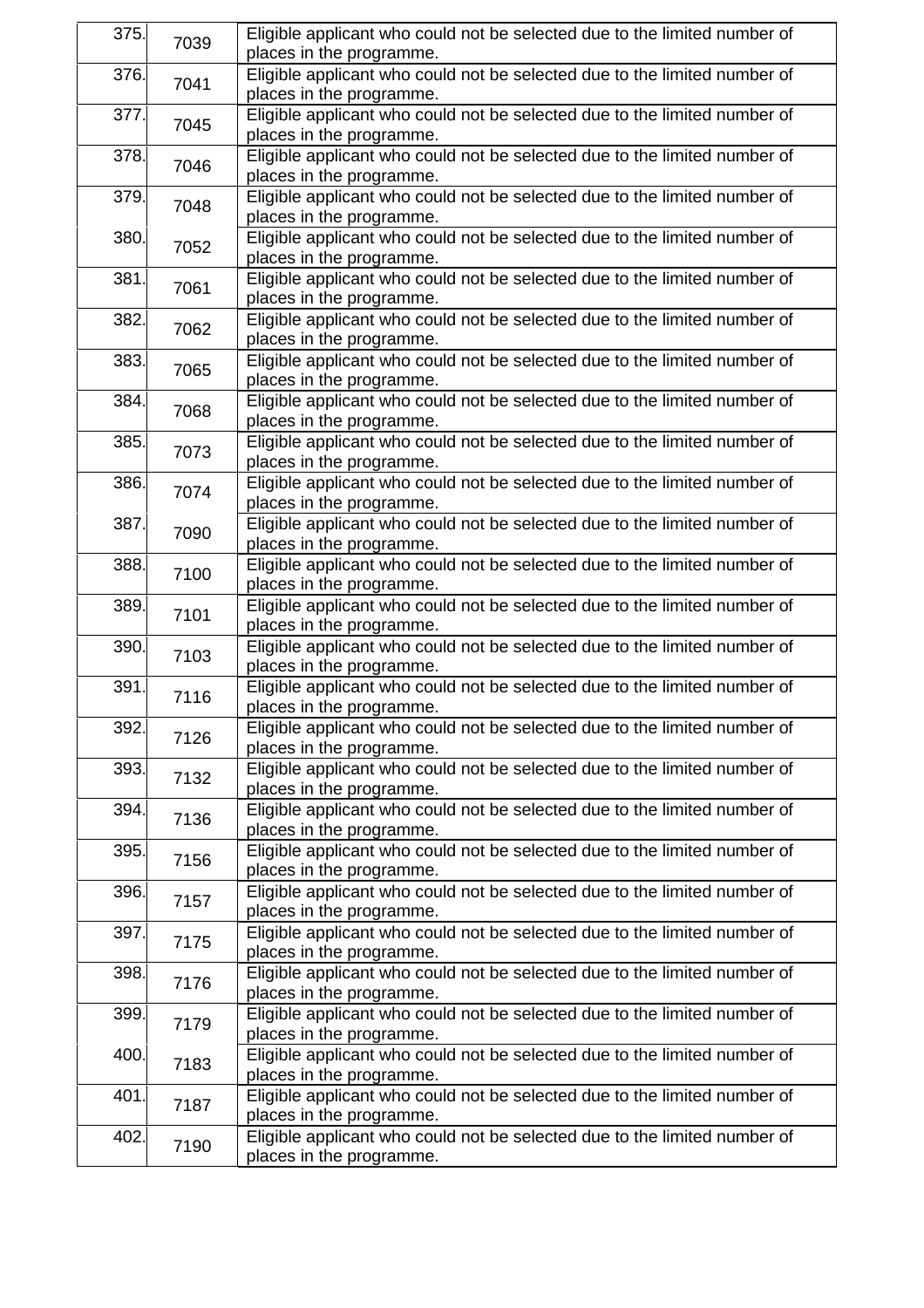| | | |
|---|---|---|
| 375. | 7039 | Eligible applicant who could not be selected due to the limited number of places in the programme. |
| 376. | 7041 | Eligible applicant who could not be selected due to the limited number of places in the programme. |
| 377. | 7045 | Eligible applicant who could not be selected due to the limited number of places in the programme. |
| 378. | 7046 | Eligible applicant who could not be selected due to the limited number of places in the programme. |
| 379. | 7048 | Eligible applicant who could not be selected due to the limited number of places in the programme. |
| 380. | 7052 | Eligible applicant who could not be selected due to the limited number of places in the programme. |
| 381. | 7061 | Eligible applicant who could not be selected due to the limited number of places in the programme. |
| 382. | 7062 | Eligible applicant who could not be selected due to the limited number of places in the programme. |
| 383. | 7065 | Eligible applicant who could not be selected due to the limited number of places in the programme. |
| 384. | 7068 | Eligible applicant who could not be selected due to the limited number of places in the programme. |
| 385. | 7073 | Eligible applicant who could not be selected due to the limited number of places in the programme. |
| 386. | 7074 | Eligible applicant who could not be selected due to the limited number of places in the programme. |
| 387. | 7090 | Eligible applicant who could not be selected due to the limited number of places in the programme. |
| 388. | 7100 | Eligible applicant who could not be selected due to the limited number of places in the programme. |
| 389. | 7101 | Eligible applicant who could not be selected due to the limited number of places in the programme. |
| 390. | 7103 | Eligible applicant who could not be selected due to the limited number of places in the programme. |
| 391. | 7116 | Eligible applicant who could not be selected due to the limited number of places in the programme. |
| 392. | 7126 | Eligible applicant who could not be selected due to the limited number of places in the programme. |
| 393. | 7132 | Eligible applicant who could not be selected due to the limited number of places in the programme. |
| 394. | 7136 | Eligible applicant who could not be selected due to the limited number of places in the programme. |
| 395. | 7156 | Eligible applicant who could not be selected due to the limited number of places in the programme. |
| 396. | 7157 | Eligible applicant who could not be selected due to the limited number of places in the programme. |
| 397. | 7175 | Eligible applicant who could not be selected due to the limited number of places in the programme. |
| 398. | 7176 | Eligible applicant who could not be selected due to the limited number of places in the programme. |
| 399. | 7179 | Eligible applicant who could not be selected due to the limited number of places in the programme. |
| 400. | 7183 | Eligible applicant who could not be selected due to the limited number of places in the programme. |
| 401. | 7187 | Eligible applicant who could not be selected due to the limited number of places in the programme. |
| 402. | 7190 | Eligible applicant who could not be selected due to the limited number of places in the programme. |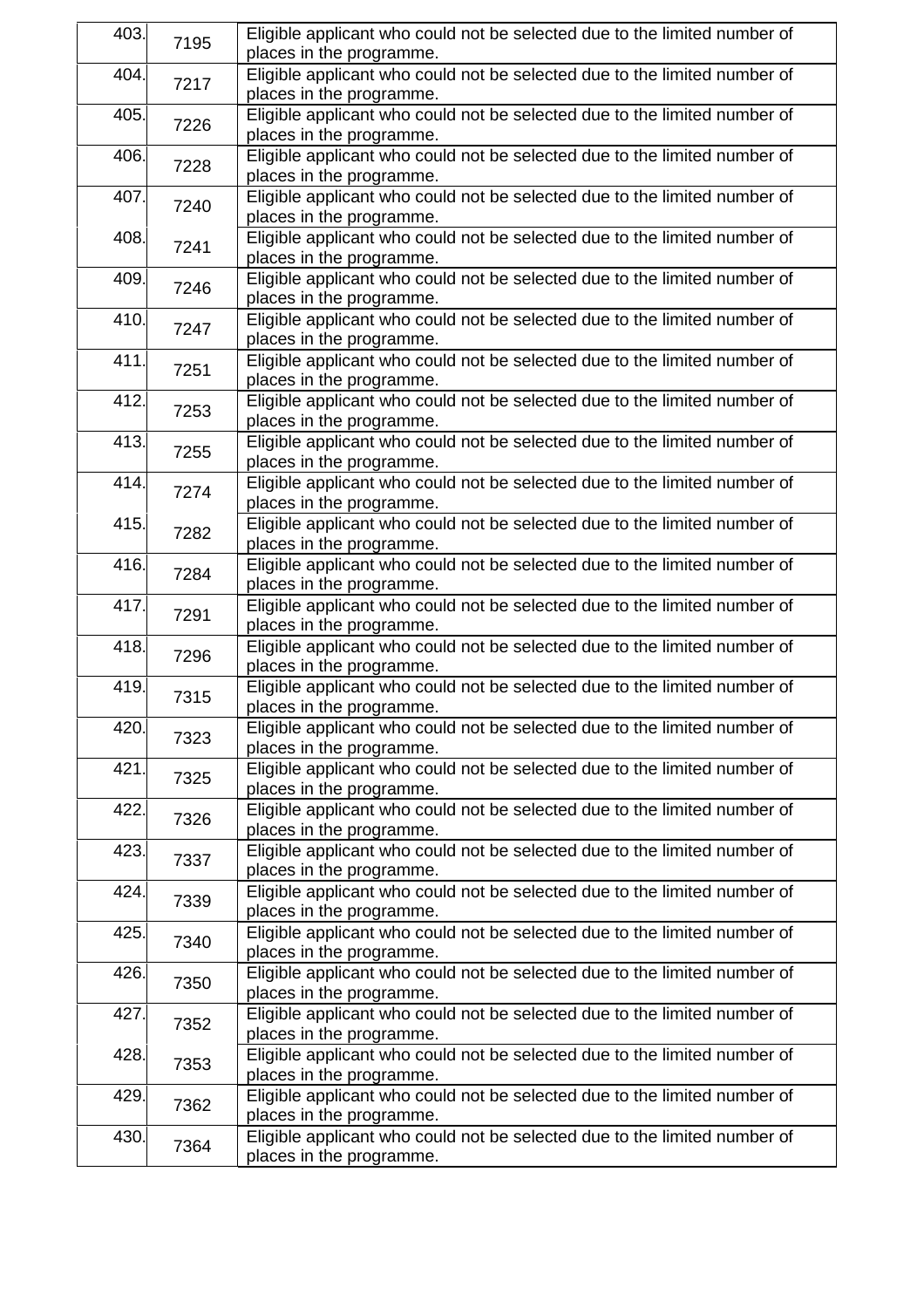| | | |
|---|---|---|
| 403. | 7195 | Eligible applicant who could not be selected due to the limited number of places in the programme. |
| 404. | 7217 | Eligible applicant who could not be selected due to the limited number of places in the programme. |
| 405. | 7226 | Eligible applicant who could not be selected due to the limited number of places in the programme. |
| 406. | 7228 | Eligible applicant who could not be selected due to the limited number of places in the programme. |
| 407. | 7240 | Eligible applicant who could not be selected due to the limited number of places in the programme. |
| 408. | 7241 | Eligible applicant who could not be selected due to the limited number of places in the programme. |
| 409. | 7246 | Eligible applicant who could not be selected due to the limited number of places in the programme. |
| 410. | 7247 | Eligible applicant who could not be selected due to the limited number of places in the programme. |
| 411. | 7251 | Eligible applicant who could not be selected due to the limited number of places in the programme. |
| 412. | 7253 | Eligible applicant who could not be selected due to the limited number of places in the programme. |
| 413. | 7255 | Eligible applicant who could not be selected due to the limited number of places in the programme. |
| 414. | 7274 | Eligible applicant who could not be selected due to the limited number of places in the programme. |
| 415. | 7282 | Eligible applicant who could not be selected due to the limited number of places in the programme. |
| 416. | 7284 | Eligible applicant who could not be selected due to the limited number of places in the programme. |
| 417. | 7291 | Eligible applicant who could not be selected due to the limited number of places in the programme. |
| 418. | 7296 | Eligible applicant who could not be selected due to the limited number of places in the programme. |
| 419. | 7315 | Eligible applicant who could not be selected due to the limited number of places in the programme. |
| 420. | 7323 | Eligible applicant who could not be selected due to the limited number of places in the programme. |
| 421. | 7325 | Eligible applicant who could not be selected due to the limited number of places in the programme. |
| 422. | 7326 | Eligible applicant who could not be selected due to the limited number of places in the programme. |
| 423. | 7337 | Eligible applicant who could not be selected due to the limited number of places in the programme. |
| 424. | 7339 | Eligible applicant who could not be selected due to the limited number of places in the programme. |
| 425. | 7340 | Eligible applicant who could not be selected due to the limited number of places in the programme. |
| 426. | 7350 | Eligible applicant who could not be selected due to the limited number of places in the programme. |
| 427. | 7352 | Eligible applicant who could not be selected due to the limited number of places in the programme. |
| 428. | 7353 | Eligible applicant who could not be selected due to the limited number of places in the programme. |
| 429. | 7362 | Eligible applicant who could not be selected due to the limited number of places in the programme. |
| 430. | 7364 | Eligible applicant who could not be selected due to the limited number of places in the programme. |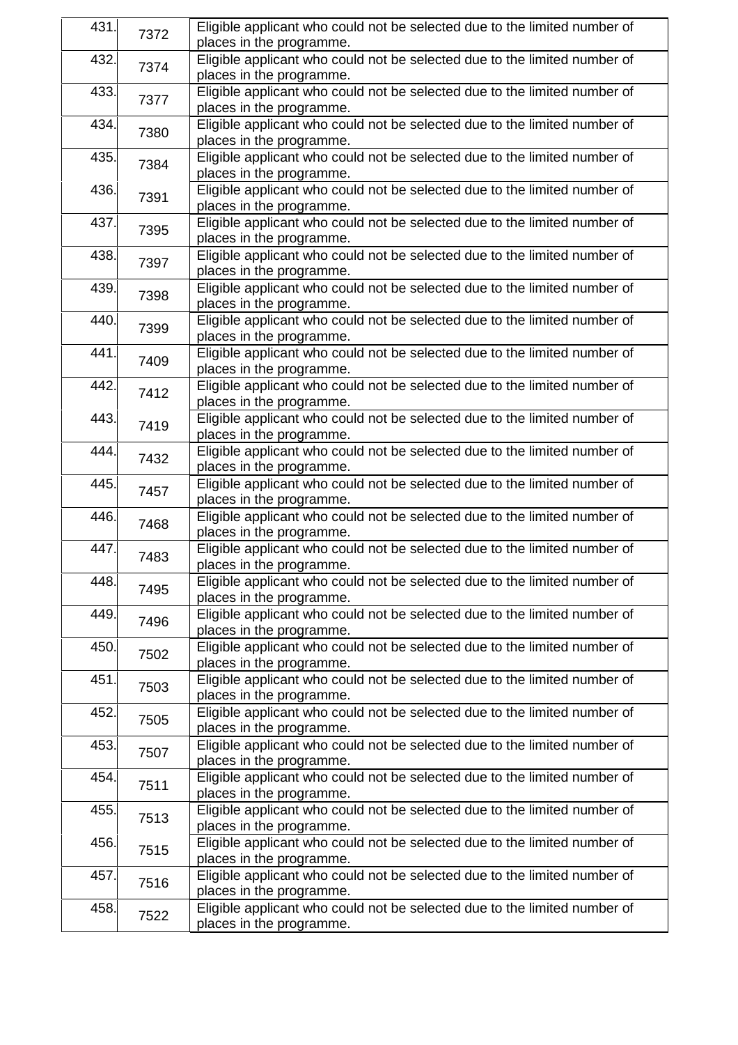| | | |
|---|---|---|
| 431. | 7372 | Eligible applicant who could not be selected due to the limited number of places in the programme. |
| 432. | 7374 | Eligible applicant who could not be selected due to the limited number of places in the programme. |
| 433. | 7377 | Eligible applicant who could not be selected due to the limited number of places in the programme. |
| 434. | 7380 | Eligible applicant who could not be selected due to the limited number of places in the programme. |
| 435. | 7384 | Eligible applicant who could not be selected due to the limited number of places in the programme. |
| 436. | 7391 | Eligible applicant who could not be selected due to the limited number of places in the programme. |
| 437. | 7395 | Eligible applicant who could not be selected due to the limited number of places in the programme. |
| 438. | 7397 | Eligible applicant who could not be selected due to the limited number of places in the programme. |
| 439. | 7398 | Eligible applicant who could not be selected due to the limited number of places in the programme. |
| 440. | 7399 | Eligible applicant who could not be selected due to the limited number of places in the programme. |
| 441. | 7409 | Eligible applicant who could not be selected due to the limited number of places in the programme. |
| 442. | 7412 | Eligible applicant who could not be selected due to the limited number of places in the programme. |
| 443. | 7419 | Eligible applicant who could not be selected due to the limited number of places in the programme. |
| 444. | 7432 | Eligible applicant who could not be selected due to the limited number of places in the programme. |
| 445. | 7457 | Eligible applicant who could not be selected due to the limited number of places in the programme. |
| 446. | 7468 | Eligible applicant who could not be selected due to the limited number of places in the programme. |
| 447. | 7483 | Eligible applicant who could not be selected due to the limited number of places in the programme. |
| 448. | 7495 | Eligible applicant who could not be selected due to the limited number of places in the programme. |
| 449. | 7496 | Eligible applicant who could not be selected due to the limited number of places in the programme. |
| 450. | 7502 | Eligible applicant who could not be selected due to the limited number of places in the programme. |
| 451. | 7503 | Eligible applicant who could not be selected due to the limited number of places in the programme. |
| 452. | 7505 | Eligible applicant who could not be selected due to the limited number of places in the programme. |
| 453. | 7507 | Eligible applicant who could not be selected due to the limited number of places in the programme. |
| 454. | 7511 | Eligible applicant who could not be selected due to the limited number of places in the programme. |
| 455. | 7513 | Eligible applicant who could not be selected due to the limited number of places in the programme. |
| 456. | 7515 | Eligible applicant who could not be selected due to the limited number of places in the programme. |
| 457. | 7516 | Eligible applicant who could not be selected due to the limited number of places in the programme. |
| 458. | 7522 | Eligible applicant who could not be selected due to the limited number of places in the programme. |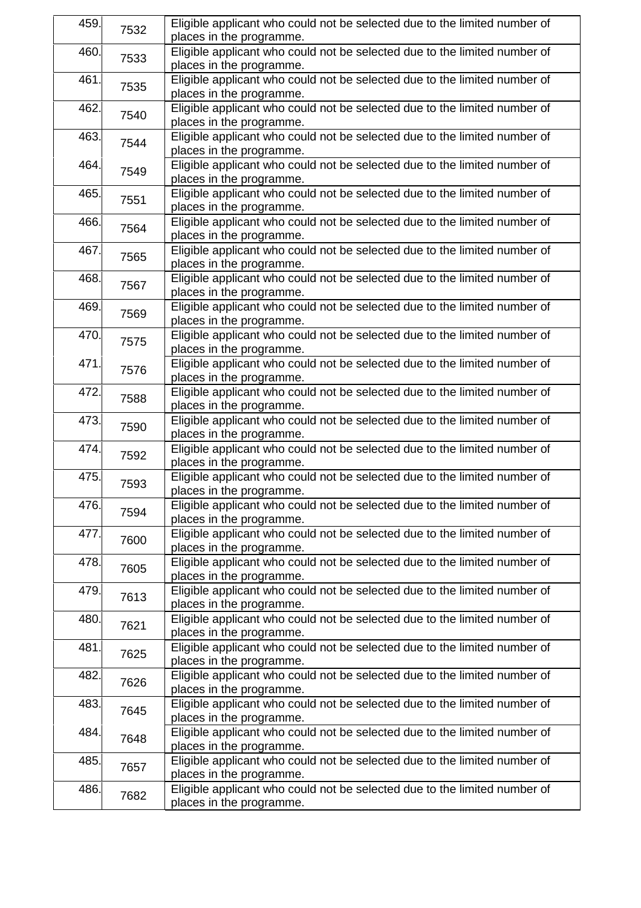| | | |
|---|---|---|
| 459. | 7532 | Eligible applicant who could not be selected due to the limited number of places in the programme. |
| 460. | 7533 | Eligible applicant who could not be selected due to the limited number of places in the programme. |
| 461. | 7535 | Eligible applicant who could not be selected due to the limited number of places in the programme. |
| 462. | 7540 | Eligible applicant who could not be selected due to the limited number of places in the programme. |
| 463. | 7544 | Eligible applicant who could not be selected due to the limited number of places in the programme. |
| 464. | 7549 | Eligible applicant who could not be selected due to the limited number of places in the programme. |
| 465. | 7551 | Eligible applicant who could not be selected due to the limited number of places in the programme. |
| 466. | 7564 | Eligible applicant who could not be selected due to the limited number of places in the programme. |
| 467. | 7565 | Eligible applicant who could not be selected due to the limited number of places in the programme. |
| 468. | 7567 | Eligible applicant who could not be selected due to the limited number of places in the programme. |
| 469. | 7569 | Eligible applicant who could not be selected due to the limited number of places in the programme. |
| 470. | 7575 | Eligible applicant who could not be selected due to the limited number of places in the programme. |
| 471. | 7576 | Eligible applicant who could not be selected due to the limited number of places in the programme. |
| 472. | 7588 | Eligible applicant who could not be selected due to the limited number of places in the programme. |
| 473. | 7590 | Eligible applicant who could not be selected due to the limited number of places in the programme. |
| 474. | 7592 | Eligible applicant who could not be selected due to the limited number of places in the programme. |
| 475. | 7593 | Eligible applicant who could not be selected due to the limited number of places in the programme. |
| 476. | 7594 | Eligible applicant who could not be selected due to the limited number of places in the programme. |
| 477. | 7600 | Eligible applicant who could not be selected due to the limited number of places in the programme. |
| 478. | 7605 | Eligible applicant who could not be selected due to the limited number of places in the programme. |
| 479. | 7613 | Eligible applicant who could not be selected due to the limited number of places in the programme. |
| 480. | 7621 | Eligible applicant who could not be selected due to the limited number of places in the programme. |
| 481. | 7625 | Eligible applicant who could not be selected due to the limited number of places in the programme. |
| 482. | 7626 | Eligible applicant who could not be selected due to the limited number of places in the programme. |
| 483. | 7645 | Eligible applicant who could not be selected due to the limited number of places in the programme. |
| 484. | 7648 | Eligible applicant who could not be selected due to the limited number of places in the programme. |
| 485. | 7657 | Eligible applicant who could not be selected due to the limited number of places in the programme. |
| 486. | 7682 | Eligible applicant who could not be selected due to the limited number of places in the programme. |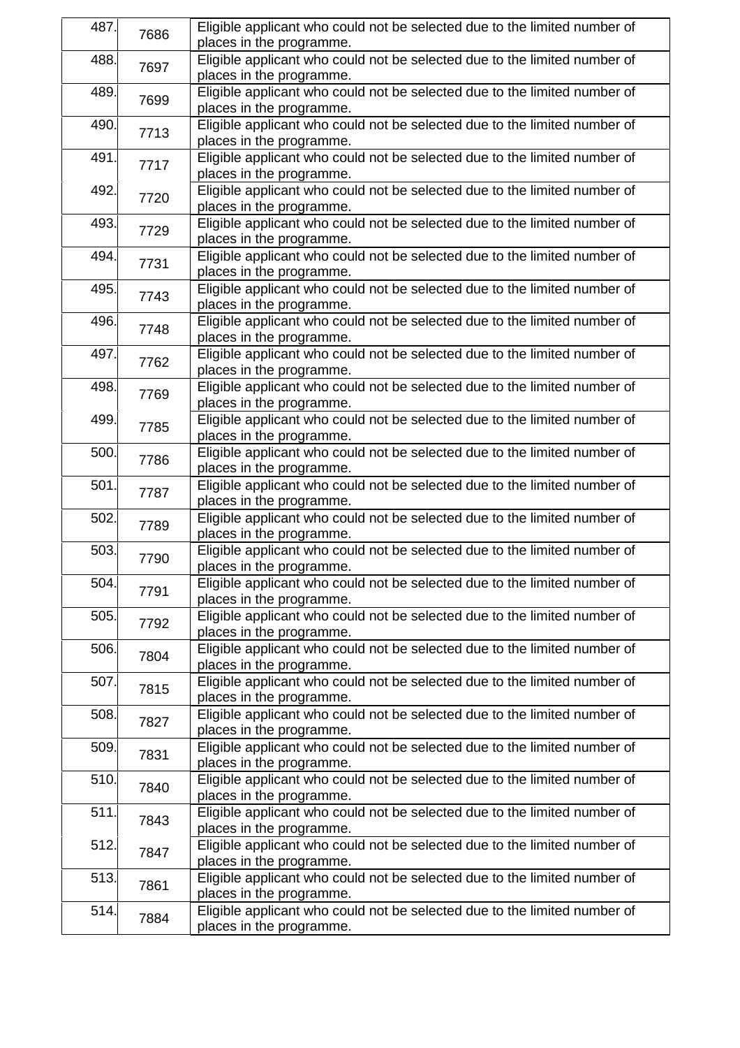| | | |
|---|---|---|
| 487. | 7686 | Eligible applicant who could not be selected due to the limited number of places in the programme. |
| 488. | 7697 | Eligible applicant who could not be selected due to the limited number of places in the programme. |
| 489. | 7699 | Eligible applicant who could not be selected due to the limited number of places in the programme. |
| 490. | 7713 | Eligible applicant who could not be selected due to the limited number of places in the programme. |
| 491. | 7717 | Eligible applicant who could not be selected due to the limited number of places in the programme. |
| 492. | 7720 | Eligible applicant who could not be selected due to the limited number of places in the programme. |
| 493. | 7729 | Eligible applicant who could not be selected due to the limited number of places in the programme. |
| 494. | 7731 | Eligible applicant who could not be selected due to the limited number of places in the programme. |
| 495. | 7743 | Eligible applicant who could not be selected due to the limited number of places in the programme. |
| 496. | 7748 | Eligible applicant who could not be selected due to the limited number of places in the programme. |
| 497. | 7762 | Eligible applicant who could not be selected due to the limited number of places in the programme. |
| 498. | 7769 | Eligible applicant who could not be selected due to the limited number of places in the programme. |
| 499. | 7785 | Eligible applicant who could not be selected due to the limited number of places in the programme. |
| 500. | 7786 | Eligible applicant who could not be selected due to the limited number of places in the programme. |
| 501. | 7787 | Eligible applicant who could not be selected due to the limited number of places in the programme. |
| 502. | 7789 | Eligible applicant who could not be selected due to the limited number of places in the programme. |
| 503. | 7790 | Eligible applicant who could not be selected due to the limited number of places in the programme. |
| 504. | 7791 | Eligible applicant who could not be selected due to the limited number of places in the programme. |
| 505. | 7792 | Eligible applicant who could not be selected due to the limited number of places in the programme. |
| 506. | 7804 | Eligible applicant who could not be selected due to the limited number of places in the programme. |
| 507. | 7815 | Eligible applicant who could not be selected due to the limited number of places in the programme. |
| 508. | 7827 | Eligible applicant who could not be selected due to the limited number of places in the programme. |
| 509. | 7831 | Eligible applicant who could not be selected due to the limited number of places in the programme. |
| 510. | 7840 | Eligible applicant who could not be selected due to the limited number of places in the programme. |
| 511. | 7843 | Eligible applicant who could not be selected due to the limited number of places in the programme. |
| 512. | 7847 | Eligible applicant who could not be selected due to the limited number of places in the programme. |
| 513. | 7861 | Eligible applicant who could not be selected due to the limited number of places in the programme. |
| 514. | 7884 | Eligible applicant who could not be selected due to the limited number of places in the programme. |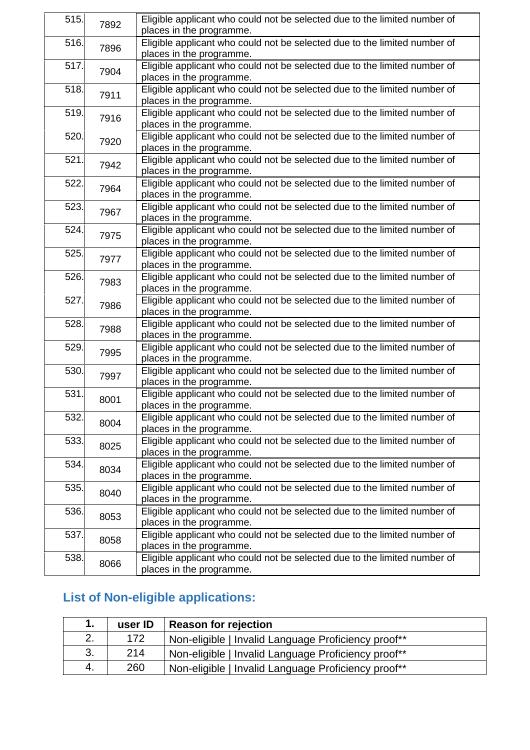| | | |
|---|---|---|
| 515. | 7892 | Eligible applicant who could not be selected due to the limited number of places in the programme. |
| 516. | 7896 | Eligible applicant who could not be selected due to the limited number of places in the programme. |
| 517. | 7904 | Eligible applicant who could not be selected due to the limited number of places in the programme. |
| 518. | 7911 | Eligible applicant who could not be selected due to the limited number of places in the programme. |
| 519. | 7916 | Eligible applicant who could not be selected due to the limited number of places in the programme. |
| 520. | 7920 | Eligible applicant who could not be selected due to the limited number of places in the programme. |
| 521. | 7942 | Eligible applicant who could not be selected due to the limited number of places in the programme. |
| 522. | 7964 | Eligible applicant who could not be selected due to the limited number of places in the programme. |
| 523. | 7967 | Eligible applicant who could not be selected due to the limited number of places in the programme. |
| 524. | 7975 | Eligible applicant who could not be selected due to the limited number of places in the programme. |
| 525. | 7977 | Eligible applicant who could not be selected due to the limited number of places in the programme. |
| 526. | 7983 | Eligible applicant who could not be selected due to the limited number of places in the programme. |
| 527. | 7986 | Eligible applicant who could not be selected due to the limited number of places in the programme. |
| 528. | 7988 | Eligible applicant who could not be selected due to the limited number of places in the programme. |
| 529. | 7995 | Eligible applicant who could not be selected due to the limited number of places in the programme. |
| 530. | 7997 | Eligible applicant who could not be selected due to the limited number of places in the programme. |
| 531. | 8001 | Eligible applicant who could not be selected due to the limited number of places in the programme. |
| 532. | 8004 | Eligible applicant who could not be selected due to the limited number of places in the programme. |
| 533. | 8025 | Eligible applicant who could not be selected due to the limited number of places in the programme. |
| 534. | 8034 | Eligible applicant who could not be selected due to the limited number of places in the programme. |
| 535. | 8040 | Eligible applicant who could not be selected due to the limited number of places in the programme. |
| 536. | 8053 | Eligible applicant who could not be selected due to the limited number of places in the programme. |
| 537. | 8058 | Eligible applicant who could not be selected due to the limited number of places in the programme. |
| 538. | 8066 | Eligible applicant who could not be selected due to the limited number of places in the programme. |

## List of Non-eligible applications:

| 1. | user ID | Reason for rejection |
|---|---|---|
| 2. | 172 | Non-eligible \| Invalid Language Proficiency proof** |
| 3. | 214 | Non-eligible \| Invalid Language Proficiency proof** |
| 4. | 260 | Non-eligible \| Invalid Language Proficiency proof** |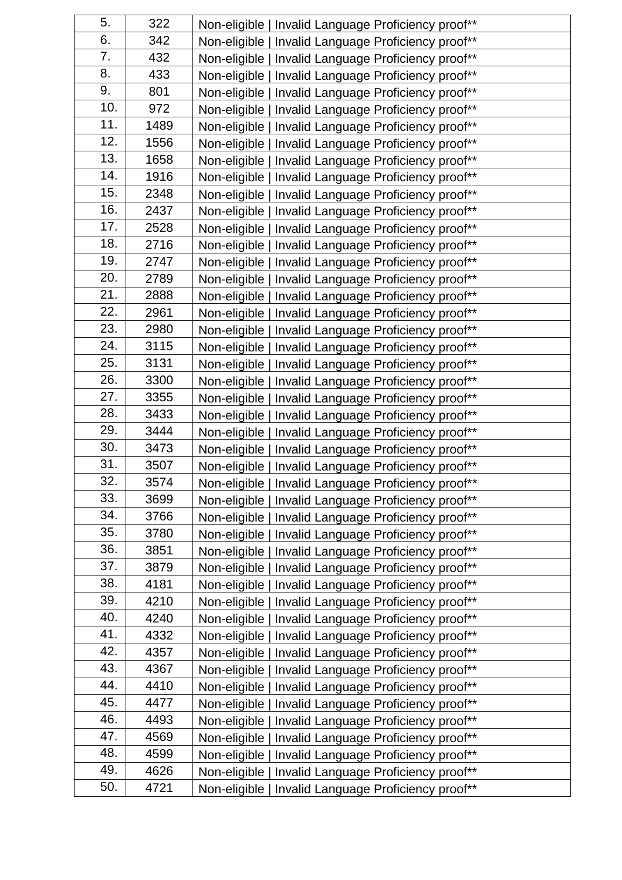| 5. | 322 | Non-eligible \| Invalid Language Proficiency proof** |
|---|---|---|
| 6. | 342 | Non-eligible \| Invalid Language Proficiency proof** |
| 7. | 432 | Non-eligible \| Invalid Language Proficiency proof** |
| 8. | 433 | Non-eligible \| Invalid Language Proficiency proof** |
| 9. | 801 | Non-eligible \| Invalid Language Proficiency proof** |
| 10. | 972 | Non-eligible \| Invalid Language Proficiency proof** |
| 11. | 1489 | Non-eligible \| Invalid Language Proficiency proof** |
| 12. | 1556 | Non-eligible \| Invalid Language Proficiency proof** |
| 13. | 1658 | Non-eligible \| Invalid Language Proficiency proof** |
| 14. | 1916 | Non-eligible \| Invalid Language Proficiency proof** |
| 15. | 2348 | Non-eligible \| Invalid Language Proficiency proof** |
| 16. | 2437 | Non-eligible \| Invalid Language Proficiency proof** |
| 17. | 2528 | Non-eligible \| Invalid Language Proficiency proof** |
| 18. | 2716 | Non-eligible \| Invalid Language Proficiency proof** |
| 19. | 2747 | Non-eligible \| Invalid Language Proficiency proof** |
| 20. | 2789 | Non-eligible \| Invalid Language Proficiency proof** |
| 21. | 2888 | Non-eligible \| Invalid Language Proficiency proof** |
| 22. | 2961 | Non-eligible \| Invalid Language Proficiency proof** |
| 23. | 2980 | Non-eligible \| Invalid Language Proficiency proof** |
| 24. | 3115 | Non-eligible \| Invalid Language Proficiency proof** |
| 25. | 3131 | Non-eligible \| Invalid Language Proficiency proof** |
| 26. | 3300 | Non-eligible \| Invalid Language Proficiency proof** |
| 27. | 3355 | Non-eligible \| Invalid Language Proficiency proof** |
| 28. | 3433 | Non-eligible \| Invalid Language Proficiency proof** |
| 29. | 3444 | Non-eligible \| Invalid Language Proficiency proof** |
| 30. | 3473 | Non-eligible \| Invalid Language Proficiency proof** |
| 31. | 3507 | Non-eligible \| Invalid Language Proficiency proof** |
| 32. | 3574 | Non-eligible \| Invalid Language Proficiency proof** |
| 33. | 3699 | Non-eligible \| Invalid Language Proficiency proof** |
| 34. | 3766 | Non-eligible \| Invalid Language Proficiency proof** |
| 35. | 3780 | Non-eligible \| Invalid Language Proficiency proof** |
| 36. | 3851 | Non-eligible \| Invalid Language Proficiency proof** |
| 37. | 3879 | Non-eligible \| Invalid Language Proficiency proof** |
| 38. | 4181 | Non-eligible \| Invalid Language Proficiency proof** |
| 39. | 4210 | Non-eligible \| Invalid Language Proficiency proof** |
| 40. | 4240 | Non-eligible \| Invalid Language Proficiency proof** |
| 41. | 4332 | Non-eligible \| Invalid Language Proficiency proof** |
| 42. | 4357 | Non-eligible \| Invalid Language Proficiency proof** |
| 43. | 4367 | Non-eligible \| Invalid Language Proficiency proof** |
| 44. | 4410 | Non-eligible \| Invalid Language Proficiency proof** |
| 45. | 4477 | Non-eligible \| Invalid Language Proficiency proof** |
| 46. | 4493 | Non-eligible \| Invalid Language Proficiency proof** |
| 47. | 4569 | Non-eligible \| Invalid Language Proficiency proof** |
| 48. | 4599 | Non-eligible \| Invalid Language Proficiency proof** |
| 49. | 4626 | Non-eligible \| Invalid Language Proficiency proof** |
| 50. | 4721 | Non-eligible \| Invalid Language Proficiency proof** |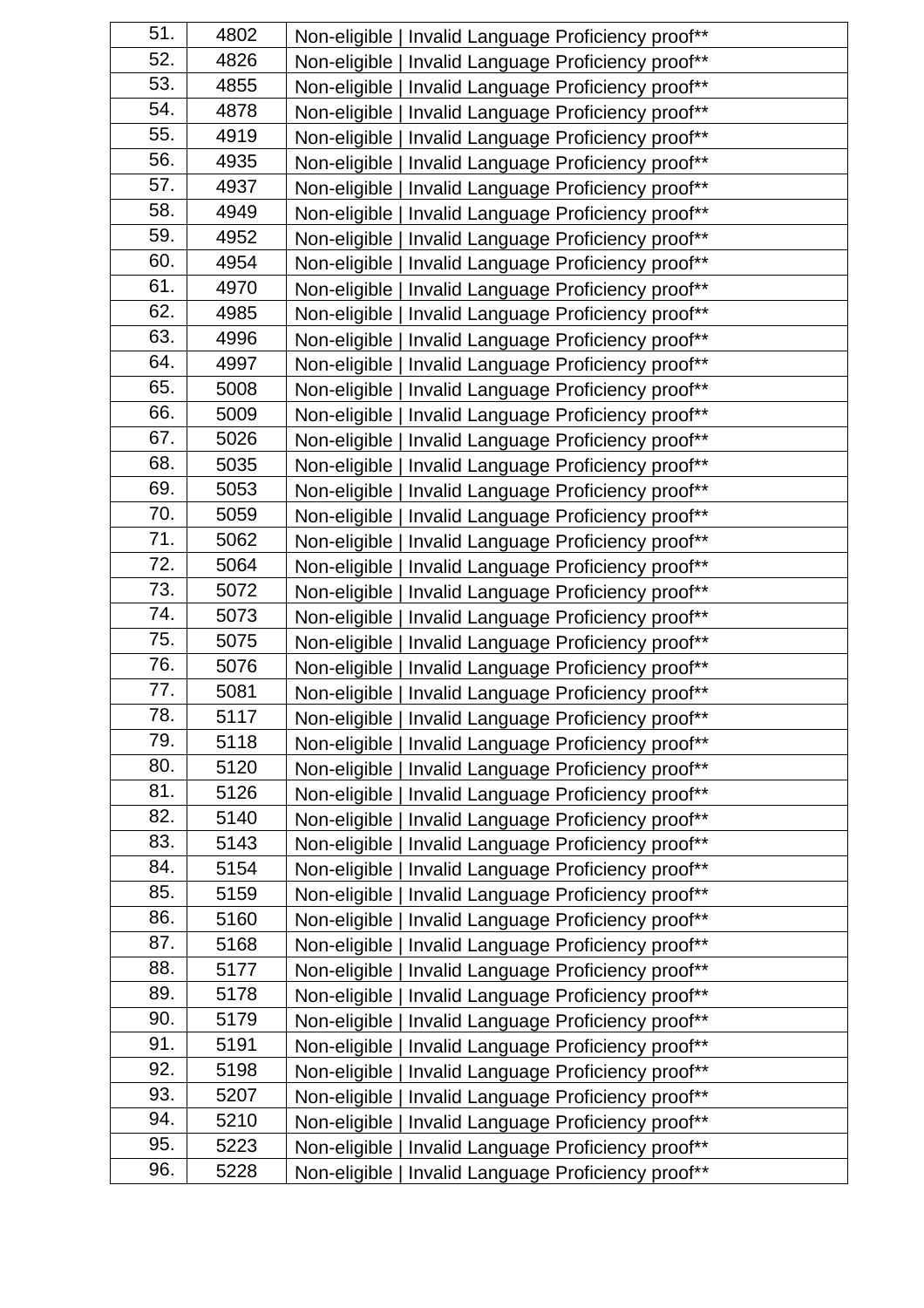| 51. | 4802 | Non-eligible \| Invalid Language Proficiency proof** |
|---|---|---|
| 52. | 4826 | Non-eligible \| Invalid Language Proficiency proof** |
| 53. | 4855 | Non-eligible \| Invalid Language Proficiency proof** |
| 54. | 4878 | Non-eligible \| Invalid Language Proficiency proof** |
| 55. | 4919 | Non-eligible \| Invalid Language Proficiency proof** |
| 56. | 4935 | Non-eligible \| Invalid Language Proficiency proof** |
| 57. | 4937 | Non-eligible \| Invalid Language Proficiency proof** |
| 58. | 4949 | Non-eligible \| Invalid Language Proficiency proof** |
| 59. | 4952 | Non-eligible \| Invalid Language Proficiency proof** |
| 60. | 4954 | Non-eligible \| Invalid Language Proficiency proof** |
| 61. | 4970 | Non-eligible \| Invalid Language Proficiency proof** |
| 62. | 4985 | Non-eligible \| Invalid Language Proficiency proof** |
| 63. | 4996 | Non-eligible \| Invalid Language Proficiency proof** |
| 64. | 4997 | Non-eligible \| Invalid Language Proficiency proof** |
| 65. | 5008 | Non-eligible \| Invalid Language Proficiency proof** |
| 66. | 5009 | Non-eligible \| Invalid Language Proficiency proof** |
| 67. | 5026 | Non-eligible \| Invalid Language Proficiency proof** |
| 68. | 5035 | Non-eligible \| Invalid Language Proficiency proof** |
| 69. | 5053 | Non-eligible \| Invalid Language Proficiency proof** |
| 70. | 5059 | Non-eligible \| Invalid Language Proficiency proof** |
| 71. | 5062 | Non-eligible \| Invalid Language Proficiency proof** |
| 72. | 5064 | Non-eligible \| Invalid Language Proficiency proof** |
| 73. | 5072 | Non-eligible \| Invalid Language Proficiency proof** |
| 74. | 5073 | Non-eligible \| Invalid Language Proficiency proof** |
| 75. | 5075 | Non-eligible \| Invalid Language Proficiency proof** |
| 76. | 5076 | Non-eligible \| Invalid Language Proficiency proof** |
| 77. | 5081 | Non-eligible \| Invalid Language Proficiency proof** |
| 78. | 5117 | Non-eligible \| Invalid Language Proficiency proof** |
| 79. | 5118 | Non-eligible \| Invalid Language Proficiency proof** |
| 80. | 5120 | Non-eligible \| Invalid Language Proficiency proof** |
| 81. | 5126 | Non-eligible \| Invalid Language Proficiency proof** |
| 82. | 5140 | Non-eligible \| Invalid Language Proficiency proof** |
| 83. | 5143 | Non-eligible \| Invalid Language Proficiency proof** |
| 84. | 5154 | Non-eligible \| Invalid Language Proficiency proof** |
| 85. | 5159 | Non-eligible \| Invalid Language Proficiency proof** |
| 86. | 5160 | Non-eligible \| Invalid Language Proficiency proof** |
| 87. | 5168 | Non-eligible \| Invalid Language Proficiency proof** |
| 88. | 5177 | Non-eligible \| Invalid Language Proficiency proof** |
| 89. | 5178 | Non-eligible \| Invalid Language Proficiency proof** |
| 90. | 5179 | Non-eligible \| Invalid Language Proficiency proof** |
| 91. | 5191 | Non-eligible \| Invalid Language Proficiency proof** |
| 92. | 5198 | Non-eligible \| Invalid Language Proficiency proof** |
| 93. | 5207 | Non-eligible \| Invalid Language Proficiency proof** |
| 94. | 5210 | Non-eligible \| Invalid Language Proficiency proof** |
| 95. | 5223 | Non-eligible \| Invalid Language Proficiency proof** |
| 96. | 5228 | Non-eligible \| Invalid Language Proficiency proof** |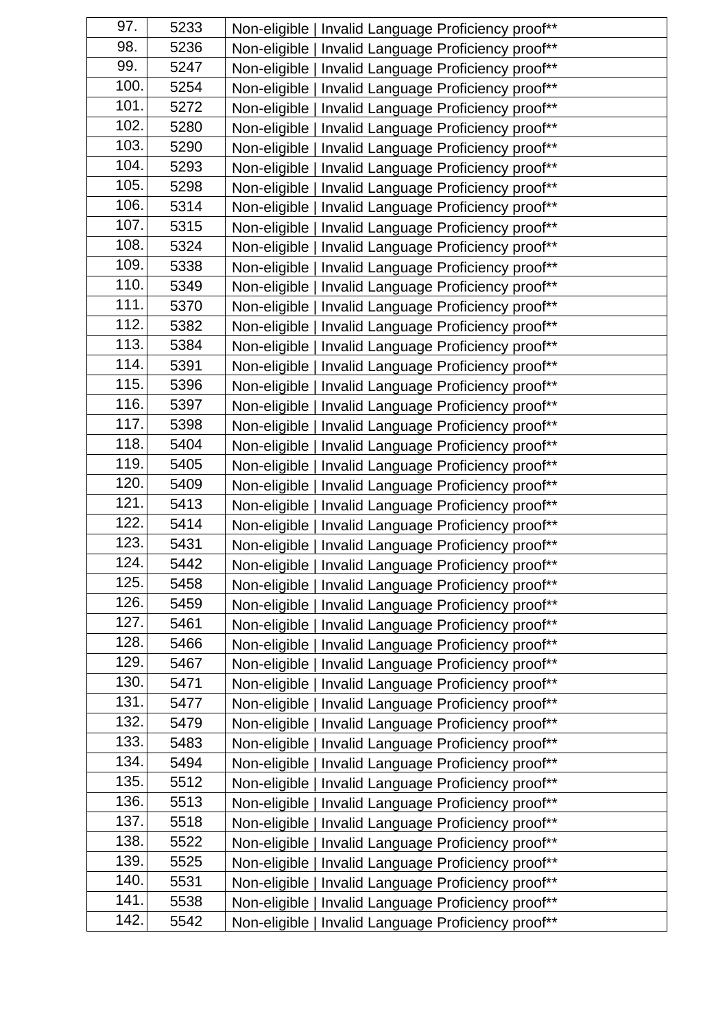| 97. | 5233 | Non-eligible \| Invalid Language Proficiency proof** |
|---|---|---|
| 98. | 5236 | Non-eligible \| Invalid Language Proficiency proof** |
| 99. | 5247 | Non-eligible \| Invalid Language Proficiency proof** |
| 100. | 5254 | Non-eligible \| Invalid Language Proficiency proof** |
| 101. | 5272 | Non-eligible \| Invalid Language Proficiency proof** |
| 102. | 5280 | Non-eligible \| Invalid Language Proficiency proof** |
| 103. | 5290 | Non-eligible \| Invalid Language Proficiency proof** |
| 104. | 5293 | Non-eligible \| Invalid Language Proficiency proof** |
| 105. | 5298 | Non-eligible \| Invalid Language Proficiency proof** |
| 106. | 5314 | Non-eligible \| Invalid Language Proficiency proof** |
| 107. | 5315 | Non-eligible \| Invalid Language Proficiency proof** |
| 108. | 5324 | Non-eligible \| Invalid Language Proficiency proof** |
| 109. | 5338 | Non-eligible \| Invalid Language Proficiency proof** |
| 110. | 5349 | Non-eligible \| Invalid Language Proficiency proof** |
| 111. | 5370 | Non-eligible \| Invalid Language Proficiency proof** |
| 112. | 5382 | Non-eligible \| Invalid Language Proficiency proof** |
| 113. | 5384 | Non-eligible \| Invalid Language Proficiency proof** |
| 114. | 5391 | Non-eligible \| Invalid Language Proficiency proof** |
| 115. | 5396 | Non-eligible \| Invalid Language Proficiency proof** |
| 116. | 5397 | Non-eligible \| Invalid Language Proficiency proof** |
| 117. | 5398 | Non-eligible \| Invalid Language Proficiency proof** |
| 118. | 5404 | Non-eligible \| Invalid Language Proficiency proof** |
| 119. | 5405 | Non-eligible \| Invalid Language Proficiency proof** |
| 120. | 5409 | Non-eligible \| Invalid Language Proficiency proof** |
| 121. | 5413 | Non-eligible \| Invalid Language Proficiency proof** |
| 122. | 5414 | Non-eligible \| Invalid Language Proficiency proof** |
| 123. | 5431 | Non-eligible \| Invalid Language Proficiency proof** |
| 124. | 5442 | Non-eligible \| Invalid Language Proficiency proof** |
| 125. | 5458 | Non-eligible \| Invalid Language Proficiency proof** |
| 126. | 5459 | Non-eligible \| Invalid Language Proficiency proof** |
| 127. | 5461 | Non-eligible \| Invalid Language Proficiency proof** |
| 128. | 5466 | Non-eligible \| Invalid Language Proficiency proof** |
| 129. | 5467 | Non-eligible \| Invalid Language Proficiency proof** |
| 130. | 5471 | Non-eligible \| Invalid Language Proficiency proof** |
| 131. | 5477 | Non-eligible \| Invalid Language Proficiency proof** |
| 132. | 5479 | Non-eligible \| Invalid Language Proficiency proof** |
| 133. | 5483 | Non-eligible \| Invalid Language Proficiency proof** |
| 134. | 5494 | Non-eligible \| Invalid Language Proficiency proof** |
| 135. | 5512 | Non-eligible \| Invalid Language Proficiency proof** |
| 136. | 5513 | Non-eligible \| Invalid Language Proficiency proof** |
| 137. | 5518 | Non-eligible \| Invalid Language Proficiency proof** |
| 138. | 5522 | Non-eligible \| Invalid Language Proficiency proof** |
| 139. | 5525 | Non-eligible \| Invalid Language Proficiency proof** |
| 140. | 5531 | Non-eligible \| Invalid Language Proficiency proof** |
| 141. | 5538 | Non-eligible \| Invalid Language Proficiency proof** |
| 142. | 5542 | Non-eligible \| Invalid Language Proficiency proof** |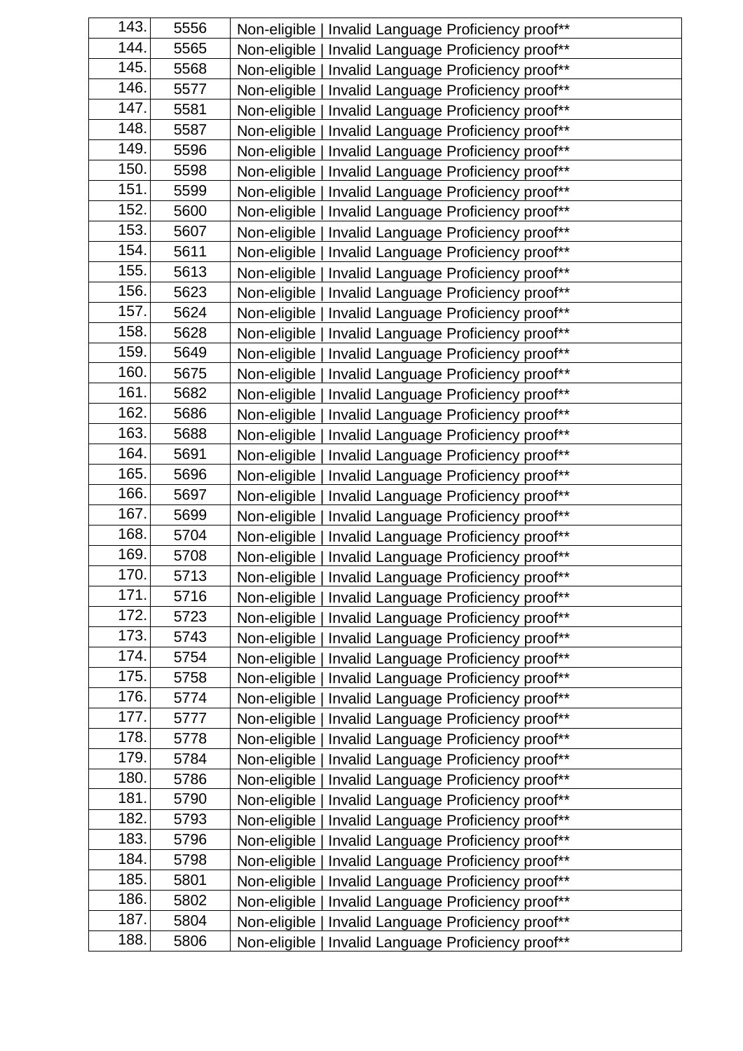| | | |
|---|---|---|
| 143. | 5556 | Non-eligible \| Invalid Language Proficiency proof** |
| 144. | 5565 | Non-eligible \| Invalid Language Proficiency proof** |
| 145. | 5568 | Non-eligible \| Invalid Language Proficiency proof** |
| 146. | 5577 | Non-eligible \| Invalid Language Proficiency proof** |
| 147. | 5581 | Non-eligible \| Invalid Language Proficiency proof** |
| 148. | 5587 | Non-eligible \| Invalid Language Proficiency proof** |
| 149. | 5596 | Non-eligible \| Invalid Language Proficiency proof** |
| 150. | 5598 | Non-eligible \| Invalid Language Proficiency proof** |
| 151. | 5599 | Non-eligible \| Invalid Language Proficiency proof** |
| 152. | 5600 | Non-eligible \| Invalid Language Proficiency proof** |
| 153. | 5607 | Non-eligible \| Invalid Language Proficiency proof** |
| 154. | 5611 | Non-eligible \| Invalid Language Proficiency proof** |
| 155. | 5613 | Non-eligible \| Invalid Language Proficiency proof** |
| 156. | 5623 | Non-eligible \| Invalid Language Proficiency proof** |
| 157. | 5624 | Non-eligible \| Invalid Language Proficiency proof** |
| 158. | 5628 | Non-eligible \| Invalid Language Proficiency proof** |
| 159. | 5649 | Non-eligible \| Invalid Language Proficiency proof** |
| 160. | 5675 | Non-eligible \| Invalid Language Proficiency proof** |
| 161. | 5682 | Non-eligible \| Invalid Language Proficiency proof** |
| 162. | 5686 | Non-eligible \| Invalid Language Proficiency proof** |
| 163. | 5688 | Non-eligible \| Invalid Language Proficiency proof** |
| 164. | 5691 | Non-eligible \| Invalid Language Proficiency proof** |
| 165. | 5696 | Non-eligible \| Invalid Language Proficiency proof** |
| 166. | 5697 | Non-eligible \| Invalid Language Proficiency proof** |
| 167. | 5699 | Non-eligible \| Invalid Language Proficiency proof** |
| 168. | 5704 | Non-eligible \| Invalid Language Proficiency proof** |
| 169. | 5708 | Non-eligible \| Invalid Language Proficiency proof** |
| 170. | 5713 | Non-eligible \| Invalid Language Proficiency proof** |
| 171. | 5716 | Non-eligible \| Invalid Language Proficiency proof** |
| 172. | 5723 | Non-eligible \| Invalid Language Proficiency proof** |
| 173. | 5743 | Non-eligible \| Invalid Language Proficiency proof** |
| 174. | 5754 | Non-eligible \| Invalid Language Proficiency proof** |
| 175. | 5758 | Non-eligible \| Invalid Language Proficiency proof** |
| 176. | 5774 | Non-eligible \| Invalid Language Proficiency proof** |
| 177. | 5777 | Non-eligible \| Invalid Language Proficiency proof** |
| 178. | 5778 | Non-eligible \| Invalid Language Proficiency proof** |
| 179. | 5784 | Non-eligible \| Invalid Language Proficiency proof** |
| 180. | 5786 | Non-eligible \| Invalid Language Proficiency proof** |
| 181. | 5790 | Non-eligible \| Invalid Language Proficiency proof** |
| 182. | 5793 | Non-eligible \| Invalid Language Proficiency proof** |
| 183. | 5796 | Non-eligible \| Invalid Language Proficiency proof** |
| 184. | 5798 | Non-eligible \| Invalid Language Proficiency proof** |
| 185. | 5801 | Non-eligible \| Invalid Language Proficiency proof** |
| 186. | 5802 | Non-eligible \| Invalid Language Proficiency proof** |
| 187. | 5804 | Non-eligible \| Invalid Language Proficiency proof** |
| 188. | 5806 | Non-eligible \| Invalid Language Proficiency proof** |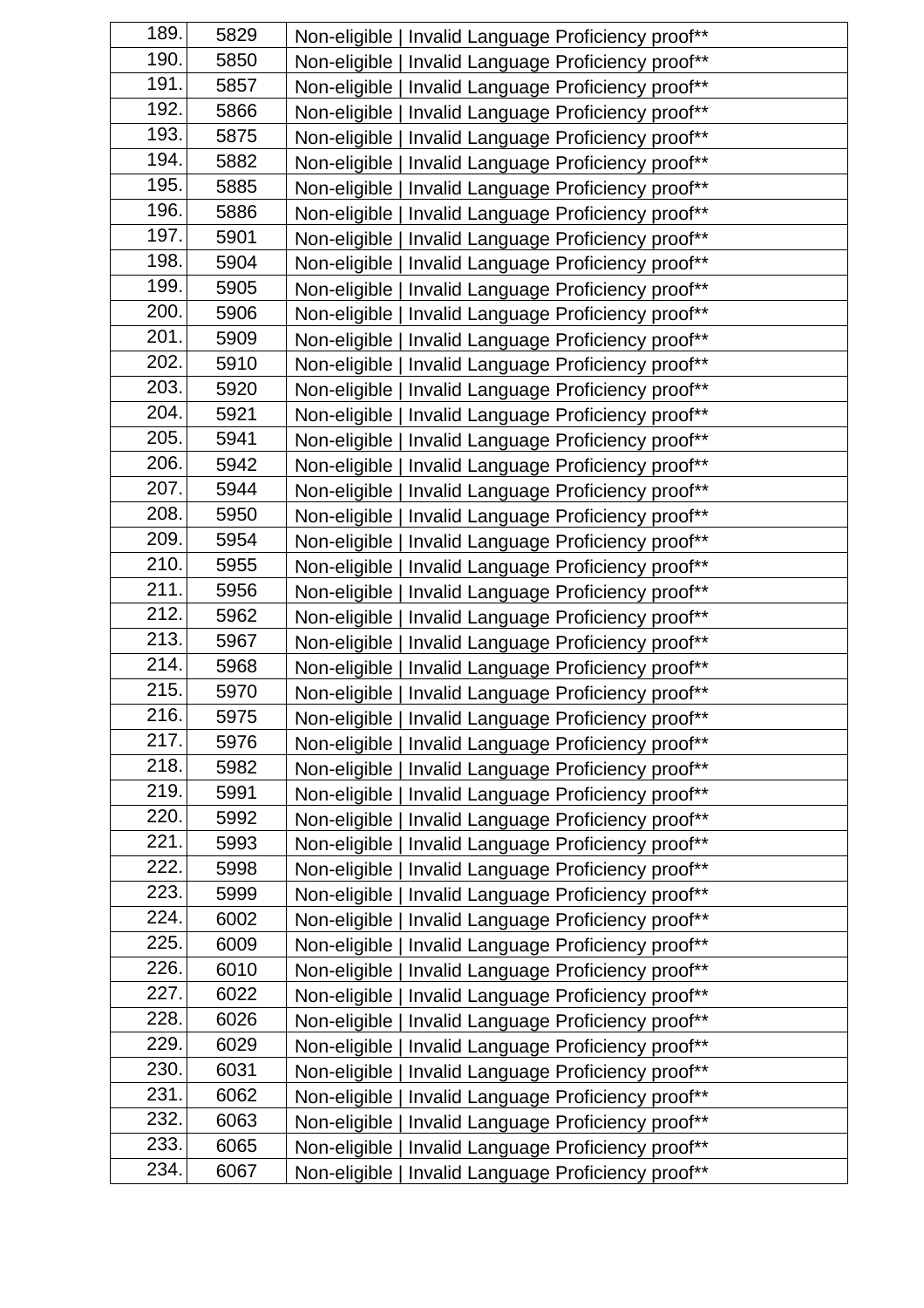| | | |
|---|---|---|
| 189. | 5829 | Non-eligible \| Invalid Language Proficiency proof** |
| 190. | 5850 | Non-eligible \| Invalid Language Proficiency proof** |
| 191. | 5857 | Non-eligible \| Invalid Language Proficiency proof** |
| 192. | 5866 | Non-eligible \| Invalid Language Proficiency proof** |
| 193. | 5875 | Non-eligible \| Invalid Language Proficiency proof** |
| 194. | 5882 | Non-eligible \| Invalid Language Proficiency proof** |
| 195. | 5885 | Non-eligible \| Invalid Language Proficiency proof** |
| 196. | 5886 | Non-eligible \| Invalid Language Proficiency proof** |
| 197. | 5901 | Non-eligible \| Invalid Language Proficiency proof** |
| 198. | 5904 | Non-eligible \| Invalid Language Proficiency proof** |
| 199. | 5905 | Non-eligible \| Invalid Language Proficiency proof** |
| 200. | 5906 | Non-eligible \| Invalid Language Proficiency proof** |
| 201. | 5909 | Non-eligible \| Invalid Language Proficiency proof** |
| 202. | 5910 | Non-eligible \| Invalid Language Proficiency proof** |
| 203. | 5920 | Non-eligible \| Invalid Language Proficiency proof** |
| 204. | 5921 | Non-eligible \| Invalid Language Proficiency proof** |
| 205. | 5941 | Non-eligible \| Invalid Language Proficiency proof** |
| 206. | 5942 | Non-eligible \| Invalid Language Proficiency proof** |
| 207. | 5944 | Non-eligible \| Invalid Language Proficiency proof** |
| 208. | 5950 | Non-eligible \| Invalid Language Proficiency proof** |
| 209. | 5954 | Non-eligible \| Invalid Language Proficiency proof** |
| 210. | 5955 | Non-eligible \| Invalid Language Proficiency proof** |
| 211. | 5956 | Non-eligible \| Invalid Language Proficiency proof** |
| 212. | 5962 | Non-eligible \| Invalid Language Proficiency proof** |
| 213. | 5967 | Non-eligible \| Invalid Language Proficiency proof** |
| 214. | 5968 | Non-eligible \| Invalid Language Proficiency proof** |
| 215. | 5970 | Non-eligible \| Invalid Language Proficiency proof** |
| 216. | 5975 | Non-eligible \| Invalid Language Proficiency proof** |
| 217. | 5976 | Non-eligible \| Invalid Language Proficiency proof** |
| 218. | 5982 | Non-eligible \| Invalid Language Proficiency proof** |
| 219. | 5991 | Non-eligible \| Invalid Language Proficiency proof** |
| 220. | 5992 | Non-eligible \| Invalid Language Proficiency proof** |
| 221. | 5993 | Non-eligible \| Invalid Language Proficiency proof** |
| 222. | 5998 | Non-eligible \| Invalid Language Proficiency proof** |
| 223. | 5999 | Non-eligible \| Invalid Language Proficiency proof** |
| 224. | 6002 | Non-eligible \| Invalid Language Proficiency proof** |
| 225. | 6009 | Non-eligible \| Invalid Language Proficiency proof** |
| 226. | 6010 | Non-eligible \| Invalid Language Proficiency proof** |
| 227. | 6022 | Non-eligible \| Invalid Language Proficiency proof** |
| 228. | 6026 | Non-eligible \| Invalid Language Proficiency proof** |
| 229. | 6029 | Non-eligible \| Invalid Language Proficiency proof** |
| 230. | 6031 | Non-eligible \| Invalid Language Proficiency proof** |
| 231. | 6062 | Non-eligible \| Invalid Language Proficiency proof** |
| 232. | 6063 | Non-eligible \| Invalid Language Proficiency proof** |
| 233. | 6065 | Non-eligible \| Invalid Language Proficiency proof** |
| 234. | 6067 | Non-eligible \| Invalid Language Proficiency proof** |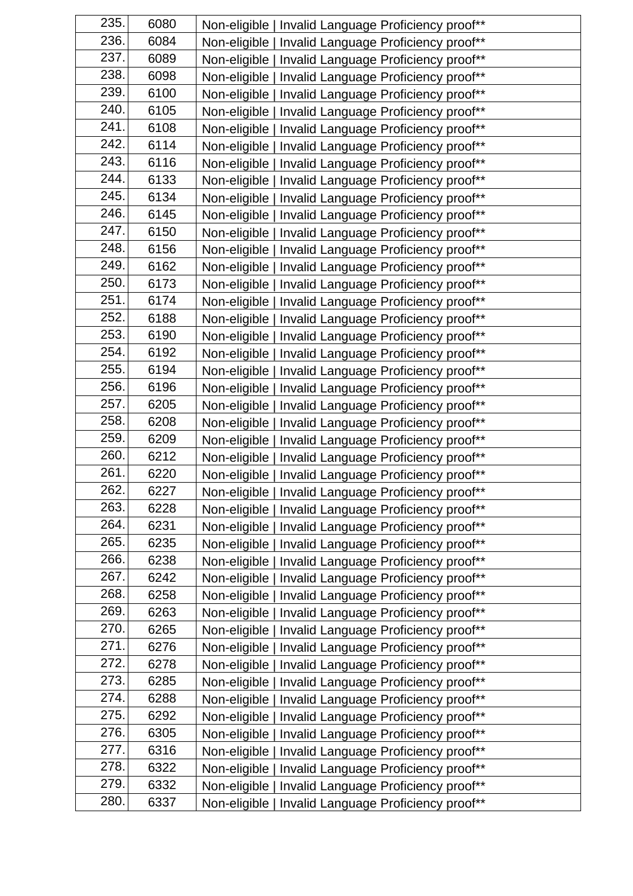| 235. | 6080 | Non-eligible \| Invalid Language Proficiency proof** |
|---|---|---|
| 236. | 6084 | Non-eligible \| Invalid Language Proficiency proof** |
| 237. | 6089 | Non-eligible \| Invalid Language Proficiency proof** |
| 238. | 6098 | Non-eligible \| Invalid Language Proficiency proof** |
| 239. | 6100 | Non-eligible \| Invalid Language Proficiency proof** |
| 240. | 6105 | Non-eligible \| Invalid Language Proficiency proof** |
| 241. | 6108 | Non-eligible \| Invalid Language Proficiency proof** |
| 242. | 6114 | Non-eligible \| Invalid Language Proficiency proof** |
| 243. | 6116 | Non-eligible \| Invalid Language Proficiency proof** |
| 244. | 6133 | Non-eligible \| Invalid Language Proficiency proof** |
| 245. | 6134 | Non-eligible \| Invalid Language Proficiency proof** |
| 246. | 6145 | Non-eligible \| Invalid Language Proficiency proof** |
| 247. | 6150 | Non-eligible \| Invalid Language Proficiency proof** |
| 248. | 6156 | Non-eligible \| Invalid Language Proficiency proof** |
| 249. | 6162 | Non-eligible \| Invalid Language Proficiency proof** |
| 250. | 6173 | Non-eligible \| Invalid Language Proficiency proof** |
| 251. | 6174 | Non-eligible \| Invalid Language Proficiency proof** |
| 252. | 6188 | Non-eligible \| Invalid Language Proficiency proof** |
| 253. | 6190 | Non-eligible \| Invalid Language Proficiency proof** |
| 254. | 6192 | Non-eligible \| Invalid Language Proficiency proof** |
| 255. | 6194 | Non-eligible \| Invalid Language Proficiency proof** |
| 256. | 6196 | Non-eligible \| Invalid Language Proficiency proof** |
| 257. | 6205 | Non-eligible \| Invalid Language Proficiency proof** |
| 258. | 6208 | Non-eligible \| Invalid Language Proficiency proof** |
| 259. | 6209 | Non-eligible \| Invalid Language Proficiency proof** |
| 260. | 6212 | Non-eligible \| Invalid Language Proficiency proof** |
| 261. | 6220 | Non-eligible \| Invalid Language Proficiency proof** |
| 262. | 6227 | Non-eligible \| Invalid Language Proficiency proof** |
| 263. | 6228 | Non-eligible \| Invalid Language Proficiency proof** |
| 264. | 6231 | Non-eligible \| Invalid Language Proficiency proof** |
| 265. | 6235 | Non-eligible \| Invalid Language Proficiency proof** |
| 266. | 6238 | Non-eligible \| Invalid Language Proficiency proof** |
| 267. | 6242 | Non-eligible \| Invalid Language Proficiency proof** |
| 268. | 6258 | Non-eligible \| Invalid Language Proficiency proof** |
| 269. | 6263 | Non-eligible \| Invalid Language Proficiency proof** |
| 270. | 6265 | Non-eligible \| Invalid Language Proficiency proof** |
| 271. | 6276 | Non-eligible \| Invalid Language Proficiency proof** |
| 272. | 6278 | Non-eligible \| Invalid Language Proficiency proof** |
| 273. | 6285 | Non-eligible \| Invalid Language Proficiency proof** |
| 274. | 6288 | Non-eligible \| Invalid Language Proficiency proof** |
| 275. | 6292 | Non-eligible \| Invalid Language Proficiency proof** |
| 276. | 6305 | Non-eligible \| Invalid Language Proficiency proof** |
| 277. | 6316 | Non-eligible \| Invalid Language Proficiency proof** |
| 278. | 6322 | Non-eligible \| Invalid Language Proficiency proof** |
| 279. | 6332 | Non-eligible \| Invalid Language Proficiency proof** |
| 280. | 6337 | Non-eligible \| Invalid Language Proficiency proof** |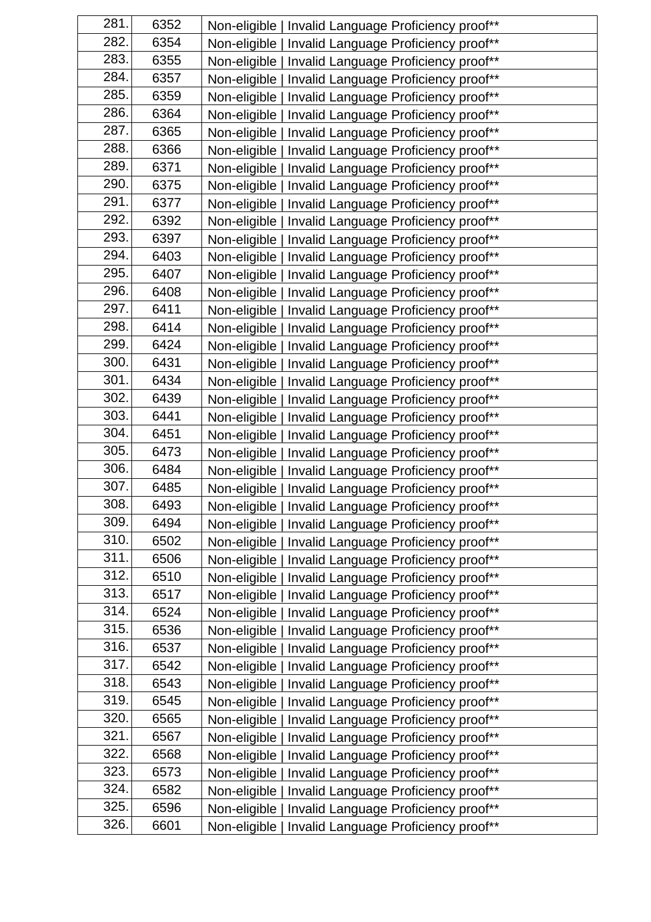| 281. | 6352 | Non-eligible \| Invalid Language Proficiency proof** |
|---|---|---|
| 282. | 6354 | Non-eligible \| Invalid Language Proficiency proof** |
| 283. | 6355 | Non-eligible \| Invalid Language Proficiency proof** |
| 284. | 6357 | Non-eligible \| Invalid Language Proficiency proof** |
| 285. | 6359 | Non-eligible \| Invalid Language Proficiency proof** |
| 286. | 6364 | Non-eligible \| Invalid Language Proficiency proof** |
| 287. | 6365 | Non-eligible \| Invalid Language Proficiency proof** |
| 288. | 6366 | Non-eligible \| Invalid Language Proficiency proof** |
| 289. | 6371 | Non-eligible \| Invalid Language Proficiency proof** |
| 290. | 6375 | Non-eligible \| Invalid Language Proficiency proof** |
| 291. | 6377 | Non-eligible \| Invalid Language Proficiency proof** |
| 292. | 6392 | Non-eligible \| Invalid Language Proficiency proof** |
| 293. | 6397 | Non-eligible \| Invalid Language Proficiency proof** |
| 294. | 6403 | Non-eligible \| Invalid Language Proficiency proof** |
| 295. | 6407 | Non-eligible \| Invalid Language Proficiency proof** |
| 296. | 6408 | Non-eligible \| Invalid Language Proficiency proof** |
| 297. | 6411 | Non-eligible \| Invalid Language Proficiency proof** |
| 298. | 6414 | Non-eligible \| Invalid Language Proficiency proof** |
| 299. | 6424 | Non-eligible \| Invalid Language Proficiency proof** |
| 300. | 6431 | Non-eligible \| Invalid Language Proficiency proof** |
| 301. | 6434 | Non-eligible \| Invalid Language Proficiency proof** |
| 302. | 6439 | Non-eligible \| Invalid Language Proficiency proof** |
| 303. | 6441 | Non-eligible \| Invalid Language Proficiency proof** |
| 304. | 6451 | Non-eligible \| Invalid Language Proficiency proof** |
| 305. | 6473 | Non-eligible \| Invalid Language Proficiency proof** |
| 306. | 6484 | Non-eligible \| Invalid Language Proficiency proof** |
| 307. | 6485 | Non-eligible \| Invalid Language Proficiency proof** |
| 308. | 6493 | Non-eligible \| Invalid Language Proficiency proof** |
| 309. | 6494 | Non-eligible \| Invalid Language Proficiency proof** |
| 310. | 6502 | Non-eligible \| Invalid Language Proficiency proof** |
| 311. | 6506 | Non-eligible \| Invalid Language Proficiency proof** |
| 312. | 6510 | Non-eligible \| Invalid Language Proficiency proof** |
| 313. | 6517 | Non-eligible \| Invalid Language Proficiency proof** |
| 314. | 6524 | Non-eligible \| Invalid Language Proficiency proof** |
| 315. | 6536 | Non-eligible \| Invalid Language Proficiency proof** |
| 316. | 6537 | Non-eligible \| Invalid Language Proficiency proof** |
| 317. | 6542 | Non-eligible \| Invalid Language Proficiency proof** |
| 318. | 6543 | Non-eligible \| Invalid Language Proficiency proof** |
| 319. | 6545 | Non-eligible \| Invalid Language Proficiency proof** |
| 320. | 6565 | Non-eligible \| Invalid Language Proficiency proof** |
| 321. | 6567 | Non-eligible \| Invalid Language Proficiency proof** |
| 322. | 6568 | Non-eligible \| Invalid Language Proficiency proof** |
| 323. | 6573 | Non-eligible \| Invalid Language Proficiency proof** |
| 324. | 6582 | Non-eligible \| Invalid Language Proficiency proof** |
| 325. | 6596 | Non-eligible \| Invalid Language Proficiency proof** |
| 326. | 6601 | Non-eligible \| Invalid Language Proficiency proof** |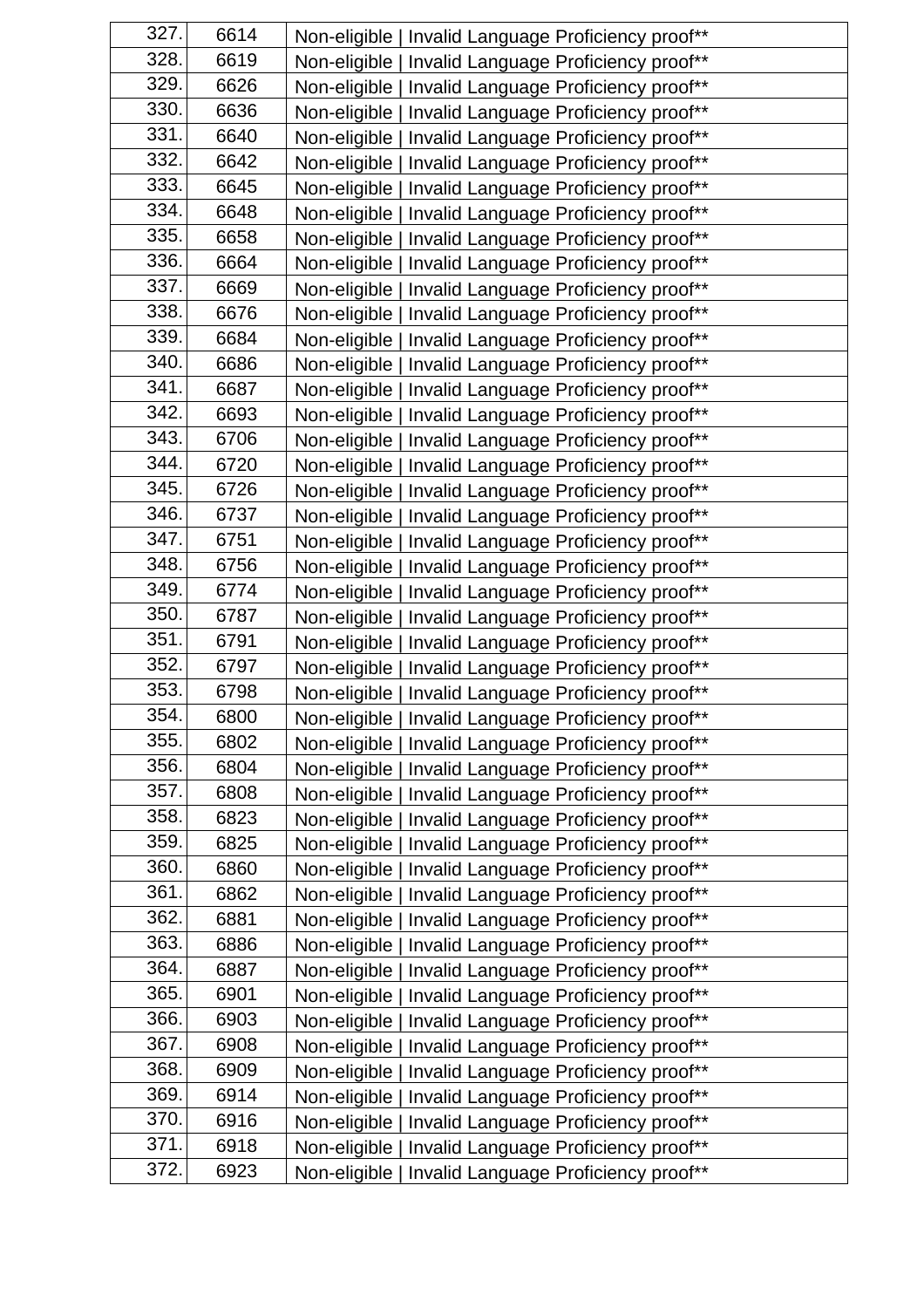| 327. | 6614 | Non-eligible \| Invalid Language Proficiency proof** |
|---|---|---|
| 328. | 6619 | Non-eligible \| Invalid Language Proficiency proof** |
| 329. | 6626 | Non-eligible \| Invalid Language Proficiency proof** |
| 330. | 6636 | Non-eligible \| Invalid Language Proficiency proof** |
| 331. | 6640 | Non-eligible \| Invalid Language Proficiency proof** |
| 332. | 6642 | Non-eligible \| Invalid Language Proficiency proof** |
| 333. | 6645 | Non-eligible \| Invalid Language Proficiency proof** |
| 334. | 6648 | Non-eligible \| Invalid Language Proficiency proof** |
| 335. | 6658 | Non-eligible \| Invalid Language Proficiency proof** |
| 336. | 6664 | Non-eligible \| Invalid Language Proficiency proof** |
| 337. | 6669 | Non-eligible \| Invalid Language Proficiency proof** |
| 338. | 6676 | Non-eligible \| Invalid Language Proficiency proof** |
| 339. | 6684 | Non-eligible \| Invalid Language Proficiency proof** |
| 340. | 6686 | Non-eligible \| Invalid Language Proficiency proof** |
| 341. | 6687 | Non-eligible \| Invalid Language Proficiency proof** |
| 342. | 6693 | Non-eligible \| Invalid Language Proficiency proof** |
| 343. | 6706 | Non-eligible \| Invalid Language Proficiency proof** |
| 344. | 6720 | Non-eligible \| Invalid Language Proficiency proof** |
| 345. | 6726 | Non-eligible \| Invalid Language Proficiency proof** |
| 346. | 6737 | Non-eligible \| Invalid Language Proficiency proof** |
| 347. | 6751 | Non-eligible \| Invalid Language Proficiency proof** |
| 348. | 6756 | Non-eligible \| Invalid Language Proficiency proof** |
| 349. | 6774 | Non-eligible \| Invalid Language Proficiency proof** |
| 350. | 6787 | Non-eligible \| Invalid Language Proficiency proof** |
| 351. | 6791 | Non-eligible \| Invalid Language Proficiency proof** |
| 352. | 6797 | Non-eligible \| Invalid Language Proficiency proof** |
| 353. | 6798 | Non-eligible \| Invalid Language Proficiency proof** |
| 354. | 6800 | Non-eligible \| Invalid Language Proficiency proof** |
| 355. | 6802 | Non-eligible \| Invalid Language Proficiency proof** |
| 356. | 6804 | Non-eligible \| Invalid Language Proficiency proof** |
| 357. | 6808 | Non-eligible \| Invalid Language Proficiency proof** |
| 358. | 6823 | Non-eligible \| Invalid Language Proficiency proof** |
| 359. | 6825 | Non-eligible \| Invalid Language Proficiency proof** |
| 360. | 6860 | Non-eligible \| Invalid Language Proficiency proof** |
| 361. | 6862 | Non-eligible \| Invalid Language Proficiency proof** |
| 362. | 6881 | Non-eligible \| Invalid Language Proficiency proof** |
| 363. | 6886 | Non-eligible \| Invalid Language Proficiency proof** |
| 364. | 6887 | Non-eligible \| Invalid Language Proficiency proof** |
| 365. | 6901 | Non-eligible \| Invalid Language Proficiency proof** |
| 366. | 6903 | Non-eligible \| Invalid Language Proficiency proof** |
| 367. | 6908 | Non-eligible \| Invalid Language Proficiency proof** |
| 368. | 6909 | Non-eligible \| Invalid Language Proficiency proof** |
| 369. | 6914 | Non-eligible \| Invalid Language Proficiency proof** |
| 370. | 6916 | Non-eligible \| Invalid Language Proficiency proof** |
| 371. | 6918 | Non-eligible \| Invalid Language Proficiency proof** |
| 372. | 6923 | Non-eligible \| Invalid Language Proficiency proof** |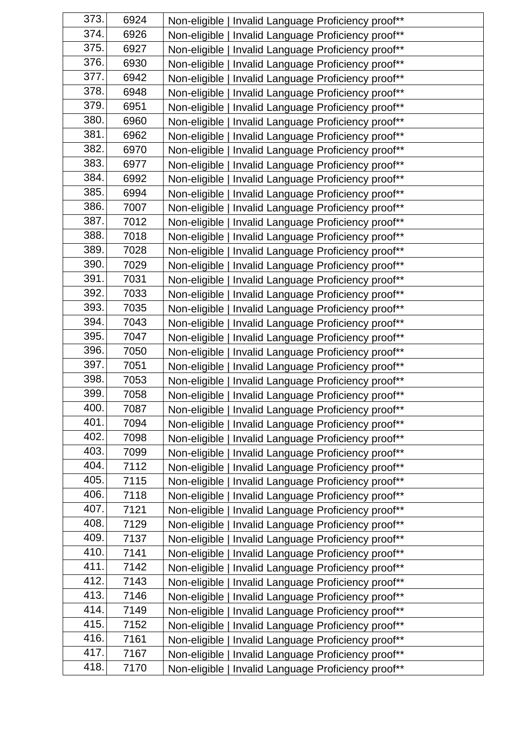| 373. | 6924 | Non-eligible \| Invalid Language Proficiency proof** |
|---|---|---|
| 374. | 6926 | Non-eligible \| Invalid Language Proficiency proof** |
| 375. | 6927 | Non-eligible \| Invalid Language Proficiency proof** |
| 376. | 6930 | Non-eligible \| Invalid Language Proficiency proof** |
| 377. | 6942 | Non-eligible \| Invalid Language Proficiency proof** |
| 378. | 6948 | Non-eligible \| Invalid Language Proficiency proof** |
| 379. | 6951 | Non-eligible \| Invalid Language Proficiency proof** |
| 380. | 6960 | Non-eligible \| Invalid Language Proficiency proof** |
| 381. | 6962 | Non-eligible \| Invalid Language Proficiency proof** |
| 382. | 6970 | Non-eligible \| Invalid Language Proficiency proof** |
| 383. | 6977 | Non-eligible \| Invalid Language Proficiency proof** |
| 384. | 6992 | Non-eligible \| Invalid Language Proficiency proof** |
| 385. | 6994 | Non-eligible \| Invalid Language Proficiency proof** |
| 386. | 7007 | Non-eligible \| Invalid Language Proficiency proof** |
| 387. | 7012 | Non-eligible \| Invalid Language Proficiency proof** |
| 388. | 7018 | Non-eligible \| Invalid Language Proficiency proof** |
| 389. | 7028 | Non-eligible \| Invalid Language Proficiency proof** |
| 390. | 7029 | Non-eligible \| Invalid Language Proficiency proof** |
| 391. | 7031 | Non-eligible \| Invalid Language Proficiency proof** |
| 392. | 7033 | Non-eligible \| Invalid Language Proficiency proof** |
| 393. | 7035 | Non-eligible \| Invalid Language Proficiency proof** |
| 394. | 7043 | Non-eligible \| Invalid Language Proficiency proof** |
| 395. | 7047 | Non-eligible \| Invalid Language Proficiency proof** |
| 396. | 7050 | Non-eligible \| Invalid Language Proficiency proof** |
| 397. | 7051 | Non-eligible \| Invalid Language Proficiency proof** |
| 398. | 7053 | Non-eligible \| Invalid Language Proficiency proof** |
| 399. | 7058 | Non-eligible \| Invalid Language Proficiency proof** |
| 400. | 7087 | Non-eligible \| Invalid Language Proficiency proof** |
| 401. | 7094 | Non-eligible \| Invalid Language Proficiency proof** |
| 402. | 7098 | Non-eligible \| Invalid Language Proficiency proof** |
| 403. | 7099 | Non-eligible \| Invalid Language Proficiency proof** |
| 404. | 7112 | Non-eligible \| Invalid Language Proficiency proof** |
| 405. | 7115 | Non-eligible \| Invalid Language Proficiency proof** |
| 406. | 7118 | Non-eligible \| Invalid Language Proficiency proof** |
| 407. | 7121 | Non-eligible \| Invalid Language Proficiency proof** |
| 408. | 7129 | Non-eligible \| Invalid Language Proficiency proof** |
| 409. | 7137 | Non-eligible \| Invalid Language Proficiency proof** |
| 410. | 7141 | Non-eligible \| Invalid Language Proficiency proof** |
| 411. | 7142 | Non-eligible \| Invalid Language Proficiency proof** |
| 412. | 7143 | Non-eligible \| Invalid Language Proficiency proof** |
| 413. | 7146 | Non-eligible \| Invalid Language Proficiency proof** |
| 414. | 7149 | Non-eligible \| Invalid Language Proficiency proof** |
| 415. | 7152 | Non-eligible \| Invalid Language Proficiency proof** |
| 416. | 7161 | Non-eligible \| Invalid Language Proficiency proof** |
| 417. | 7167 | Non-eligible \| Invalid Language Proficiency proof** |
| 418. | 7170 | Non-eligible \| Invalid Language Proficiency proof** |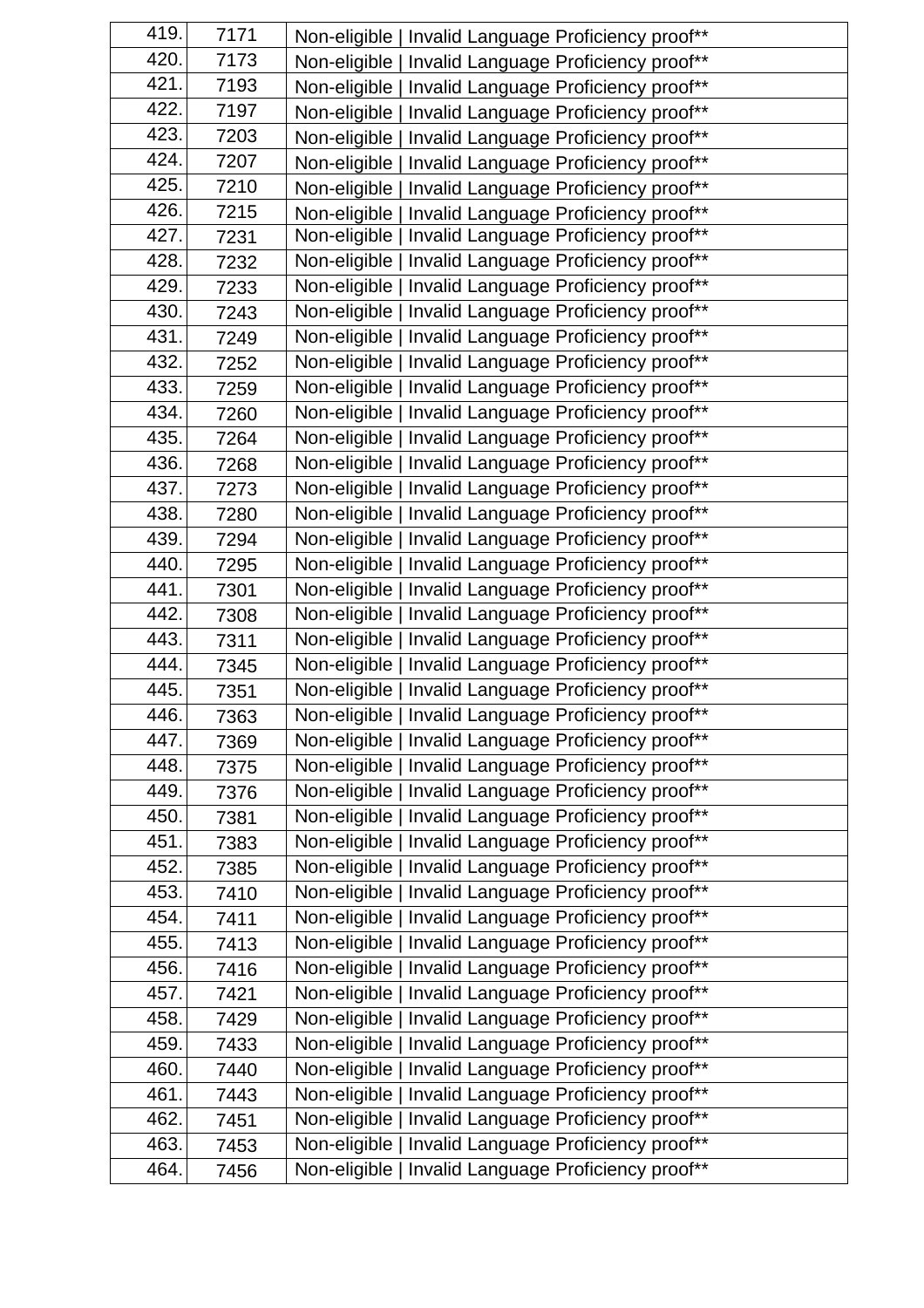| | | |
|---|---|---|
| 419. | 7171 | Non-eligible \| Invalid Language Proficiency proof** |
| 420. | 7173 | Non-eligible \| Invalid Language Proficiency proof** |
| 421. | 7193 | Non-eligible \| Invalid Language Proficiency proof** |
| 422. | 7197 | Non-eligible \| Invalid Language Proficiency proof** |
| 423. | 7203 | Non-eligible \| Invalid Language Proficiency proof** |
| 424. | 7207 | Non-eligible \| Invalid Language Proficiency proof** |
| 425. | 7210 | Non-eligible \| Invalid Language Proficiency proof** |
| 426. | 7215 | Non-eligible \| Invalid Language Proficiency proof** |
| 427. | 7231 | Non-eligible \| Invalid Language Proficiency proof** |
| 428. | 7232 | Non-eligible \| Invalid Language Proficiency proof** |
| 429. | 7233 | Non-eligible \| Invalid Language Proficiency proof** |
| 430. | 7243 | Non-eligible \| Invalid Language Proficiency proof** |
| 431. | 7249 | Non-eligible \| Invalid Language Proficiency proof** |
| 432. | 7252 | Non-eligible \| Invalid Language Proficiency proof** |
| 433. | 7259 | Non-eligible \| Invalid Language Proficiency proof** |
| 434. | 7260 | Non-eligible \| Invalid Language Proficiency proof** |
| 435. | 7264 | Non-eligible \| Invalid Language Proficiency proof** |
| 436. | 7268 | Non-eligible \| Invalid Language Proficiency proof** |
| 437. | 7273 | Non-eligible \| Invalid Language Proficiency proof** |
| 438. | 7280 | Non-eligible \| Invalid Language Proficiency proof** |
| 439. | 7294 | Non-eligible \| Invalid Language Proficiency proof** |
| 440. | 7295 | Non-eligible \| Invalid Language Proficiency proof** |
| 441. | 7301 | Non-eligible \| Invalid Language Proficiency proof** |
| 442. | 7308 | Non-eligible \| Invalid Language Proficiency proof** |
| 443. | 7311 | Non-eligible \| Invalid Language Proficiency proof** |
| 444. | 7345 | Non-eligible \| Invalid Language Proficiency proof** |
| 445. | 7351 | Non-eligible \| Invalid Language Proficiency proof** |
| 446. | 7363 | Non-eligible \| Invalid Language Proficiency proof** |
| 447. | 7369 | Non-eligible \| Invalid Language Proficiency proof** |
| 448. | 7375 | Non-eligible \| Invalid Language Proficiency proof** |
| 449. | 7376 | Non-eligible \| Invalid Language Proficiency proof** |
| 450. | 7381 | Non-eligible \| Invalid Language Proficiency proof** |
| 451. | 7383 | Non-eligible \| Invalid Language Proficiency proof** |
| 452. | 7385 | Non-eligible \| Invalid Language Proficiency proof** |
| 453. | 7410 | Non-eligible \| Invalid Language Proficiency proof** |
| 454. | 7411 | Non-eligible \| Invalid Language Proficiency proof** |
| 455. | 7413 | Non-eligible \| Invalid Language Proficiency proof** |
| 456. | 7416 | Non-eligible \| Invalid Language Proficiency proof** |
| 457. | 7421 | Non-eligible \| Invalid Language Proficiency proof** |
| 458. | 7429 | Non-eligible \| Invalid Language Proficiency proof** |
| 459. | 7433 | Non-eligible \| Invalid Language Proficiency proof** |
| 460. | 7440 | Non-eligible \| Invalid Language Proficiency proof** |
| 461. | 7443 | Non-eligible \| Invalid Language Proficiency proof** |
| 462. | 7451 | Non-eligible \| Invalid Language Proficiency proof** |
| 463. | 7453 | Non-eligible \| Invalid Language Proficiency proof** |
| 464. | 7456 | Non-eligible \| Invalid Language Proficiency proof** |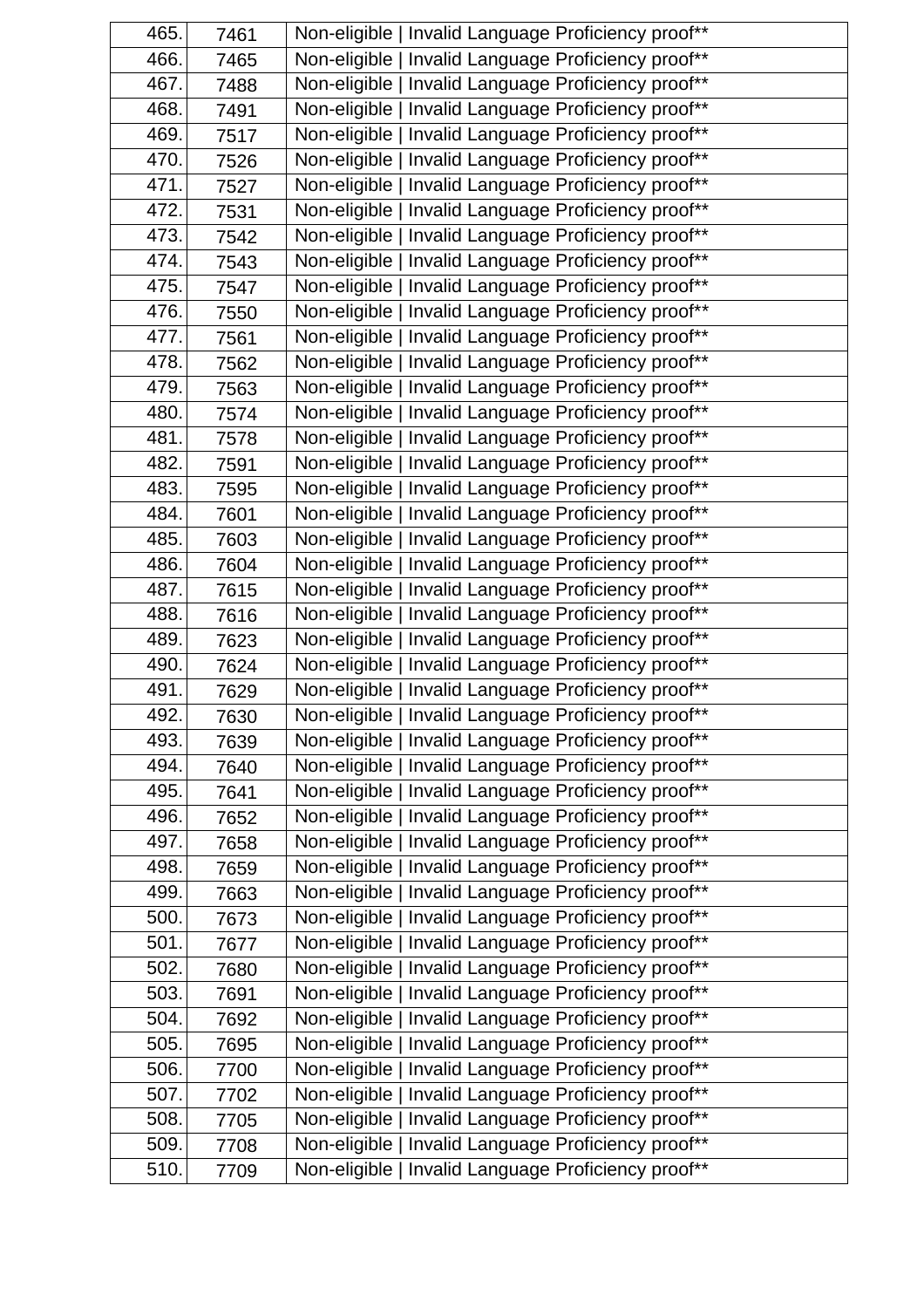| | | |
|---|---|---|
| 465. | 7461 | Non-eligible \| Invalid Language Proficiency proof** |
| 466. | 7465 | Non-eligible \| Invalid Language Proficiency proof** |
| 467. | 7488 | Non-eligible \| Invalid Language Proficiency proof** |
| 468. | 7491 | Non-eligible \| Invalid Language Proficiency proof** |
| 469. | 7517 | Non-eligible \| Invalid Language Proficiency proof** |
| 470. | 7526 | Non-eligible \| Invalid Language Proficiency proof** |
| 471. | 7527 | Non-eligible \| Invalid Language Proficiency proof** |
| 472. | 7531 | Non-eligible \| Invalid Language Proficiency proof** |
| 473. | 7542 | Non-eligible \| Invalid Language Proficiency proof** |
| 474. | 7543 | Non-eligible \| Invalid Language Proficiency proof** |
| 475. | 7547 | Non-eligible \| Invalid Language Proficiency proof** |
| 476. | 7550 | Non-eligible \| Invalid Language Proficiency proof** |
| 477. | 7561 | Non-eligible \| Invalid Language Proficiency proof** |
| 478. | 7562 | Non-eligible \| Invalid Language Proficiency proof** |
| 479. | 7563 | Non-eligible \| Invalid Language Proficiency proof** |
| 480. | 7574 | Non-eligible \| Invalid Language Proficiency proof** |
| 481. | 7578 | Non-eligible \| Invalid Language Proficiency proof** |
| 482. | 7591 | Non-eligible \| Invalid Language Proficiency proof** |
| 483. | 7595 | Non-eligible \| Invalid Language Proficiency proof** |
| 484. | 7601 | Non-eligible \| Invalid Language Proficiency proof** |
| 485. | 7603 | Non-eligible \| Invalid Language Proficiency proof** |
| 486. | 7604 | Non-eligible \| Invalid Language Proficiency proof** |
| 487. | 7615 | Non-eligible \| Invalid Language Proficiency proof** |
| 488. | 7616 | Non-eligible \| Invalid Language Proficiency proof** |
| 489. | 7623 | Non-eligible \| Invalid Language Proficiency proof** |
| 490. | 7624 | Non-eligible \| Invalid Language Proficiency proof** |
| 491. | 7629 | Non-eligible \| Invalid Language Proficiency proof** |
| 492. | 7630 | Non-eligible \| Invalid Language Proficiency proof** |
| 493. | 7639 | Non-eligible \| Invalid Language Proficiency proof** |
| 494. | 7640 | Non-eligible \| Invalid Language Proficiency proof** |
| 495. | 7641 | Non-eligible \| Invalid Language Proficiency proof** |
| 496. | 7652 | Non-eligible \| Invalid Language Proficiency proof** |
| 497. | 7658 | Non-eligible \| Invalid Language Proficiency proof** |
| 498. | 7659 | Non-eligible \| Invalid Language Proficiency proof** |
| 499. | 7663 | Non-eligible \| Invalid Language Proficiency proof** |
| 500. | 7673 | Non-eligible \| Invalid Language Proficiency proof** |
| 501. | 7677 | Non-eligible \| Invalid Language Proficiency proof** |
| 502. | 7680 | Non-eligible \| Invalid Language Proficiency proof** |
| 503. | 7691 | Non-eligible \| Invalid Language Proficiency proof** |
| 504. | 7692 | Non-eligible \| Invalid Language Proficiency proof** |
| 505. | 7695 | Non-eligible \| Invalid Language Proficiency proof** |
| 506. | 7700 | Non-eligible \| Invalid Language Proficiency proof** |
| 507. | 7702 | Non-eligible \| Invalid Language Proficiency proof** |
| 508. | 7705 | Non-eligible \| Invalid Language Proficiency proof** |
| 509. | 7708 | Non-eligible \| Invalid Language Proficiency proof** |
| 510. | 7709 | Non-eligible \| Invalid Language Proficiency proof** |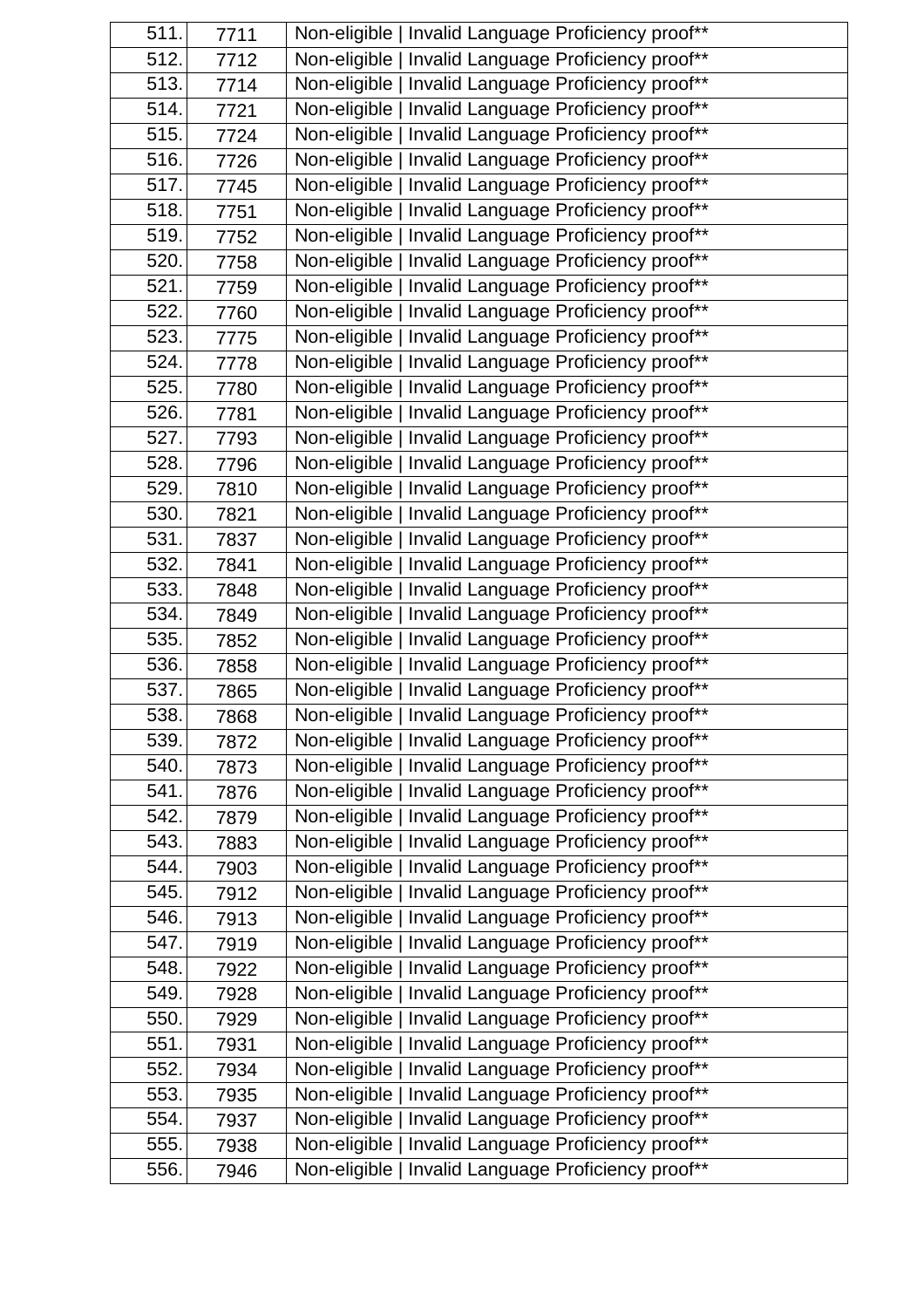| | | |
|---|---|---|
| 511. | 7711 | Non-eligible \| Invalid Language Proficiency proof** |
| 512. | 7712 | Non-eligible \| Invalid Language Proficiency proof** |
| 513. | 7714 | Non-eligible \| Invalid Language Proficiency proof** |
| 514. | 7721 | Non-eligible \| Invalid Language Proficiency proof** |
| 515. | 7724 | Non-eligible \| Invalid Language Proficiency proof** |
| 516. | 7726 | Non-eligible \| Invalid Language Proficiency proof** |
| 517. | 7745 | Non-eligible \| Invalid Language Proficiency proof** |
| 518. | 7751 | Non-eligible \| Invalid Language Proficiency proof** |
| 519. | 7752 | Non-eligible \| Invalid Language Proficiency proof** |
| 520. | 7758 | Non-eligible \| Invalid Language Proficiency proof** |
| 521. | 7759 | Non-eligible \| Invalid Language Proficiency proof** |
| 522. | 7760 | Non-eligible \| Invalid Language Proficiency proof** |
| 523. | 7775 | Non-eligible \| Invalid Language Proficiency proof** |
| 524. | 7778 | Non-eligible \| Invalid Language Proficiency proof** |
| 525. | 7780 | Non-eligible \| Invalid Language Proficiency proof** |
| 526. | 7781 | Non-eligible \| Invalid Language Proficiency proof** |
| 527. | 7793 | Non-eligible \| Invalid Language Proficiency proof** |
| 528. | 7796 | Non-eligible \| Invalid Language Proficiency proof** |
| 529. | 7810 | Non-eligible \| Invalid Language Proficiency proof** |
| 530. | 7821 | Non-eligible \| Invalid Language Proficiency proof** |
| 531. | 7837 | Non-eligible \| Invalid Language Proficiency proof** |
| 532. | 7841 | Non-eligible \| Invalid Language Proficiency proof** |
| 533. | 7848 | Non-eligible \| Invalid Language Proficiency proof** |
| 534. | 7849 | Non-eligible \| Invalid Language Proficiency proof** |
| 535. | 7852 | Non-eligible \| Invalid Language Proficiency proof** |
| 536. | 7858 | Non-eligible \| Invalid Language Proficiency proof** |
| 537. | 7865 | Non-eligible \| Invalid Language Proficiency proof** |
| 538. | 7868 | Non-eligible \| Invalid Language Proficiency proof** |
| 539. | 7872 | Non-eligible \| Invalid Language Proficiency proof** |
| 540. | 7873 | Non-eligible \| Invalid Language Proficiency proof** |
| 541. | 7876 | Non-eligible \| Invalid Language Proficiency proof** |
| 542. | 7879 | Non-eligible \| Invalid Language Proficiency proof** |
| 543. | 7883 | Non-eligible \| Invalid Language Proficiency proof** |
| 544. | 7903 | Non-eligible \| Invalid Language Proficiency proof** |
| 545. | 7912 | Non-eligible \| Invalid Language Proficiency proof** |
| 546. | 7913 | Non-eligible \| Invalid Language Proficiency proof** |
| 547. | 7919 | Non-eligible \| Invalid Language Proficiency proof** |
| 548. | 7922 | Non-eligible \| Invalid Language Proficiency proof** |
| 549. | 7928 | Non-eligible \| Invalid Language Proficiency proof** |
| 550. | 7929 | Non-eligible \| Invalid Language Proficiency proof** |
| 551. | 7931 | Non-eligible \| Invalid Language Proficiency proof** |
| 552. | 7934 | Non-eligible \| Invalid Language Proficiency proof** |
| 553. | 7935 | Non-eligible \| Invalid Language Proficiency proof** |
| 554. | 7937 | Non-eligible \| Invalid Language Proficiency proof** |
| 555. | 7938 | Non-eligible \| Invalid Language Proficiency proof** |
| 556. | 7946 | Non-eligible \| Invalid Language Proficiency proof** |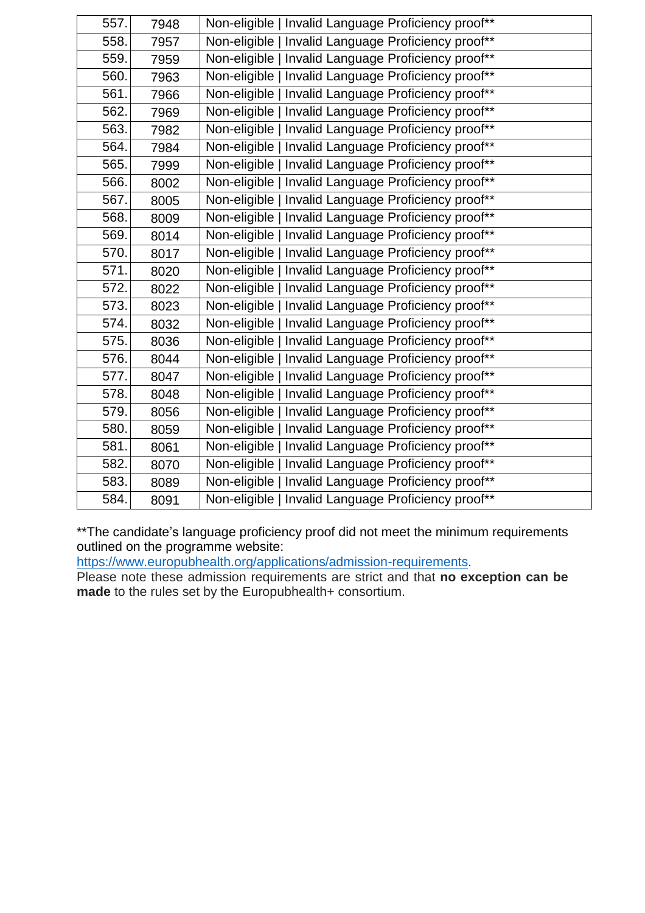| | | |
|---|---|---|
| 557. | 7948 | Non-eligible \| Invalid Language Proficiency proof** |
| 558. | 7957 | Non-eligible \| Invalid Language Proficiency proof** |
| 559. | 7959 | Non-eligible \| Invalid Language Proficiency proof** |
| 560. | 7963 | Non-eligible \| Invalid Language Proficiency proof** |
| 561. | 7966 | Non-eligible \| Invalid Language Proficiency proof** |
| 562. | 7969 | Non-eligible \| Invalid Language Proficiency proof** |
| 563. | 7982 | Non-eligible \| Invalid Language Proficiency proof** |
| 564. | 7984 | Non-eligible \| Invalid Language Proficiency proof** |
| 565. | 7999 | Non-eligible \| Invalid Language Proficiency proof** |
| 566. | 8002 | Non-eligible \| Invalid Language Proficiency proof** |
| 567. | 8005 | Non-eligible \| Invalid Language Proficiency proof** |
| 568. | 8009 | Non-eligible \| Invalid Language Proficiency proof** |
| 569. | 8014 | Non-eligible \| Invalid Language Proficiency proof** |
| 570. | 8017 | Non-eligible \| Invalid Language Proficiency proof** |
| 571. | 8020 | Non-eligible \| Invalid Language Proficiency proof** |
| 572. | 8022 | Non-eligible \| Invalid Language Proficiency proof** |
| 573. | 8023 | Non-eligible \| Invalid Language Proficiency proof** |
| 574. | 8032 | Non-eligible \| Invalid Language Proficiency proof** |
| 575. | 8036 | Non-eligible \| Invalid Language Proficiency proof** |
| 576. | 8044 | Non-eligible \| Invalid Language Proficiency proof** |
| 577. | 8047 | Non-eligible \| Invalid Language Proficiency proof** |
| 578. | 8048 | Non-eligible \| Invalid Language Proficiency proof** |
| 579. | 8056 | Non-eligible \| Invalid Language Proficiency proof** |
| 580. | 8059 | Non-eligible \| Invalid Language Proficiency proof** |
| 581. | 8061 | Non-eligible \| Invalid Language Proficiency proof** |
| 582. | 8070 | Non-eligible \| Invalid Language Proficiency proof** |
| 583. | 8089 | Non-eligible \| Invalid Language Proficiency proof** |
| 584. | 8091 | Non-eligible \| Invalid Language Proficiency proof** |

**The candidate's language proficiency proof did not meet the minimum requirements outlined on the programme website: https://www.europubhealth.org/applications/admission-requirements.
Please note these admission requirements are strict and that **no exception can be made** to the rules set by the Europubhealth+ consortium.